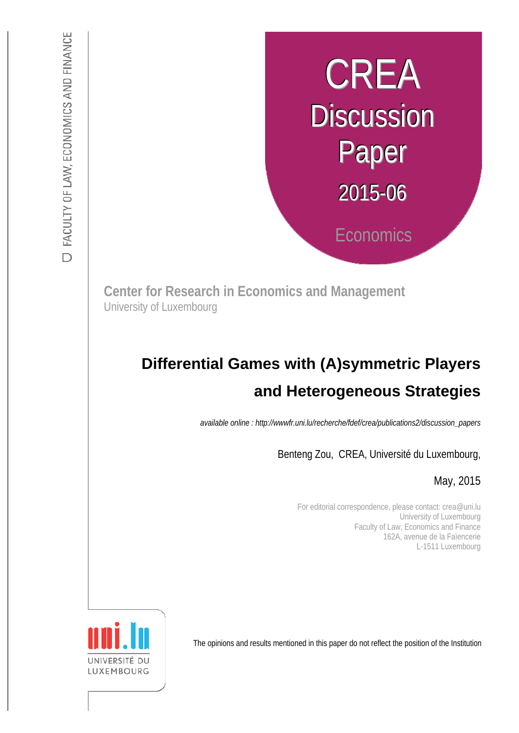FACULTY OF LAW, ECONOMICS AND FINANCE

# CREA Discussion Paper 2015-06

Economics

**Center for Research in Economics and Management**
University of Luxembourg

# Differential Games with (A)symmetric Players and Heterogeneous Strategies

*available online : http://wwwfr.uni.lu/recherche/fdef/crea/publications2/discussion_papers*

Benteng Zou, CREA, Université du Luxembourg,

May, 2015

For editorial correspondence, please contact: crea@uni.lu
University of Luxembourg
Faculty of Law, Economics and Finance
162A, avenue de la Faïencerie
L-1511 Luxembourg

UNIVERSITÉ DU LUXEMBOURG

The opinions and results mentioned in this paper do not reflect the position of the Institution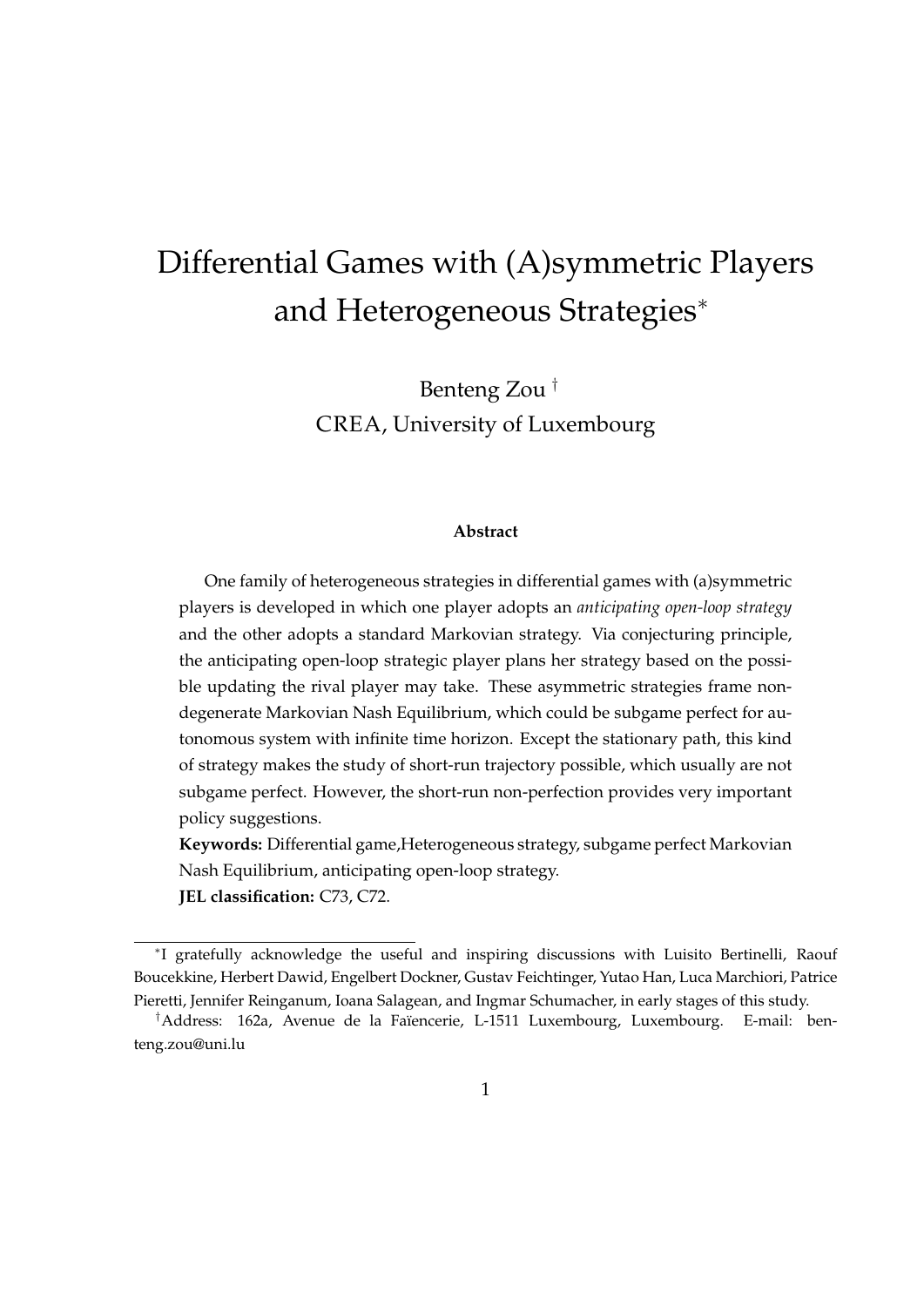# Differential Games with (A)symmetric Players and Heterogeneous Strategies*

Benteng Zou †

CREA, University of Luxembourg

**Abstract**

One family of heterogeneous strategies in differential games with (a)symmetric players is developed in which one player adopts an *anticipating open-loop strategy* and the other adopts a standard Markovian strategy. Via conjecturing principle, the anticipating open-loop strategic player plans her strategy based on the possible updating the rival player may take. These asymmetric strategies frame non-degenerate Markovian Nash Equilibrium, which could be subgame perfect for autonomous system with infinite time horizon. Except the stationary path, this kind of strategy makes the study of short-run trajectory possible, which usually are not subgame perfect. However, the short-run non-perfection provides very important policy suggestions.

**Keywords:** Differential game,Heterogeneous strategy, subgame perfect Markovian Nash Equilibrium, anticipating open-loop strategy.

**JEL classification:** C73, C72.

---

*I gratefully acknowledge the useful and inspiring discussions with Luisito Bertinelli, Raouf Boucekkine, Herbert Dawid, Engelbert Dockner, Gustav Feichtinger, Yutao Han, Luca Marchiori, Patrice Pieretti, Jennifer Reinganum, Ioana Salagean, and Ingmar Schumacher, in early stages of this study.

†Address: 162a, Avenue de la Faïencerie, L-1511 Luxembourg, Luxembourg. E-mail: benteng.zou@uni.lu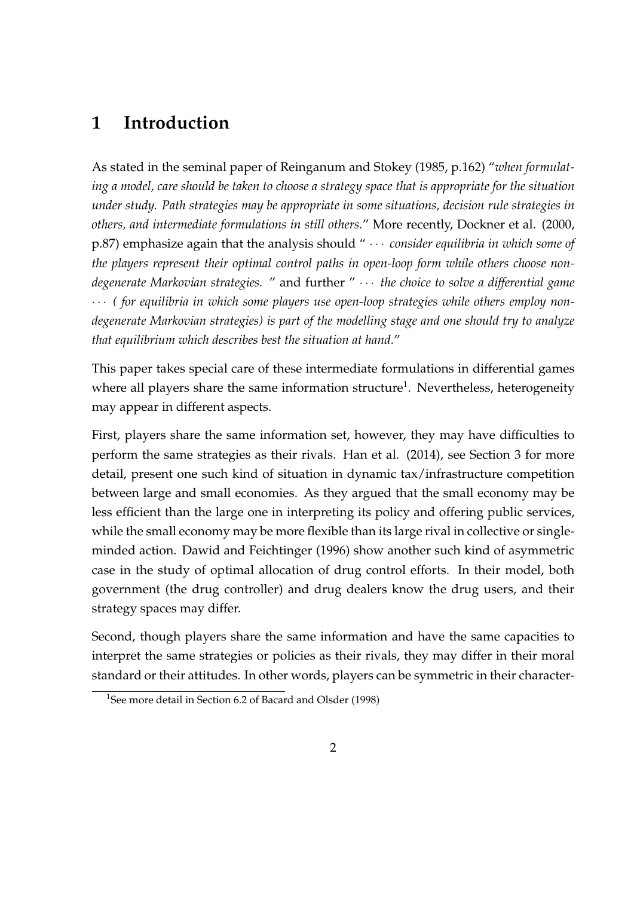# 1 Introduction

As stated in the seminal paper of Reinganum and Stokey (1985, p.162) "*when formulating a model, care should be taken to choose a strategy space that is appropriate for the situation under study. Path strategies may be appropriate in some situations, decision rule strategies in others, and intermediate formulations in still others.*" More recently, Dockner et al. (2000, p.87) emphasize again that the analysis should " $\cdots$ *consider equilibria in which some of the players represent their optimal control paths in open-loop form while others choose non-degenerate Markovian strategies.* " and further " $\cdots$ *the choice to solve a differential game* $\cdots$ *( for equilibria in which some players use open-loop strategies while others employ non-degenerate Markovian strategies) is part of the modelling stage and one should try to analyze that equilibrium which describes best the situation at hand.*"

This paper takes special care of these intermediate formulations in differential games where all players share the same information structure[1]. Nevertheless, heterogeneity may appear in different aspects.

First, players share the same information set, however, they may have difficulties to perform the same strategies as their rivals. Han et al. (2014), see Section 3 for more detail, present one such kind of situation in dynamic tax/infrastructure competition between large and small economies. As they argued that the small economy may be less efficient than the large one in interpreting its policy and offering public services, while the small economy may be more flexible than its large rival in collective or single-minded action. Dawid and Feichtinger (1996) show another such kind of asymmetric case in the study of optimal allocation of drug control efforts. In their model, both government (the drug controller) and drug dealers know the drug users, and their strategy spaces may differ.

Second, though players share the same information and have the same capacities to interpret the same strategies or policies as their rivals, they may differ in their moral standard or their attitudes. In other words, players can be symmetric in their character-

[1] See more detail in Section 6.2 of Bacard and Olsder (1998)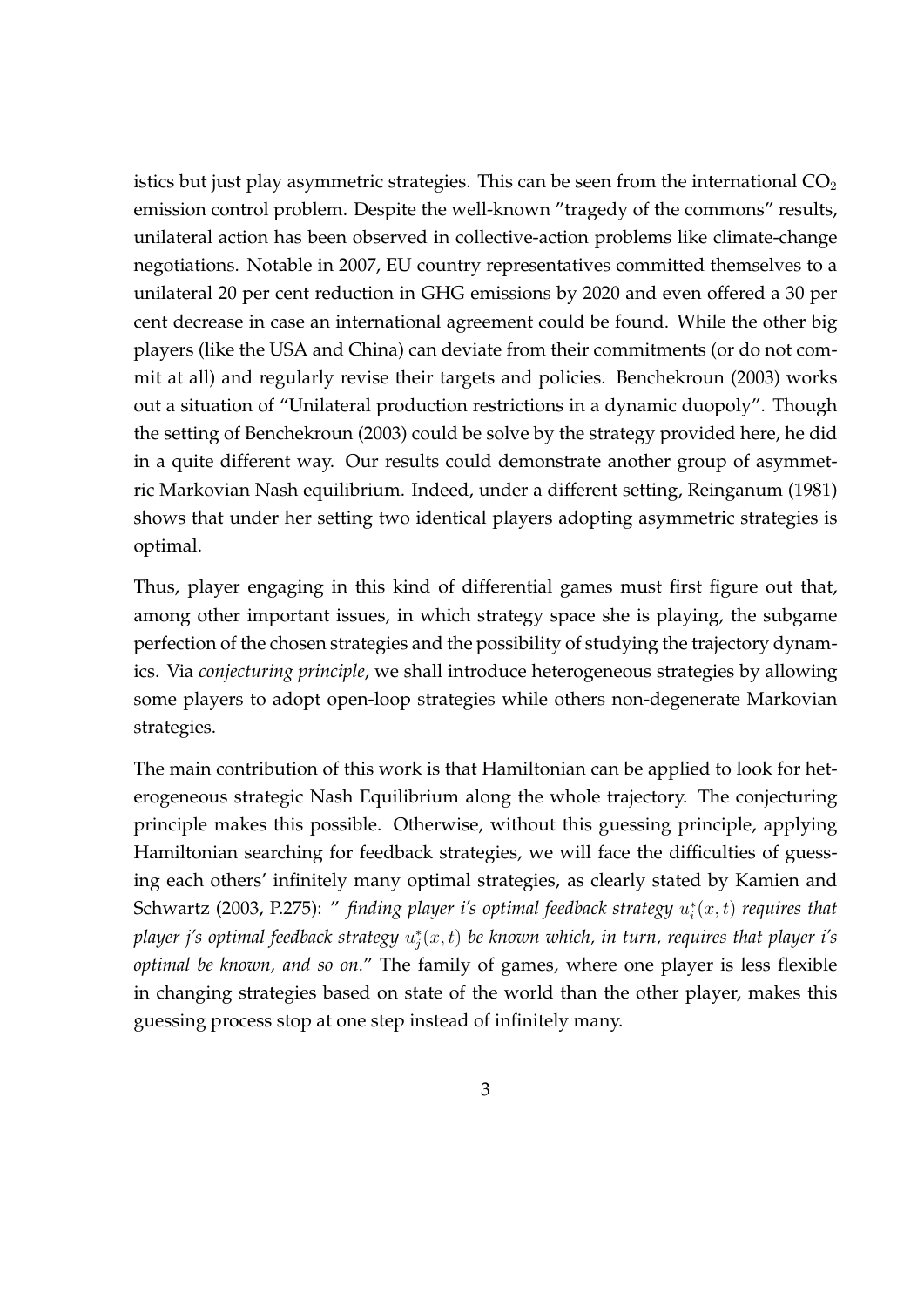istics but just play asymmetric strategies. This can be seen from the international $CO_2$ emission control problem. Despite the well-known "tragedy of the commons" results, unilateral action has been observed in collective-action problems like climate-change negotiations. Notable in 2007, EU country representatives committed themselves to a unilateral 20 per cent reduction in GHG emissions by 2020 and even offered a 30 per cent decrease in case an international agreement could be found. While the other big players (like the USA and China) can deviate from their commitments (or do not commit at all) and regularly revise their targets and policies. Benchekroun (2003) works out a situation of "Unilateral production restrictions in a dynamic duopoly". Though the setting of Benchekroun (2003) could be solve by the strategy provided here, he did in a quite different way. Our results could demonstrate another group of asymmetric Markovian Nash equilibrium. Indeed, under a different setting, Reinganum (1981) shows that under her setting two identical players adopting asymmetric strategies is optimal.

Thus, player engaging in this kind of differential games must first figure out that, among other important issues, in which strategy space she is playing, the subgame perfection of the chosen strategies and the possibility of studying the trajectory dynamics. Via *conjecturing principle*, we shall introduce heterogeneous strategies by allowing some players to adopt open-loop strategies while others non-degenerate Markovian strategies.

The main contribution of this work is that Hamiltonian can be applied to look for heterogeneous strategic Nash Equilibrium along the whole trajectory. The conjecturing principle makes this possible. Otherwise, without this guessing principle, applying Hamiltonian searching for feedback strategies, we will face the difficulties of guessing each others' infinitely many optimal strategies, as clearly stated by Kamien and Schwartz (2003, P.275): " *finding player i's optimal feedback strategy $u_i^*(x,t)$ requires that player j's optimal feedback strategy $u_j^*(x,t)$ be known which, in turn, requires that player i's optimal be known, and so on.*" The family of games, where one player is less flexible in changing strategies based on state of the world than the other player, makes this guessing process stop at one step instead of infinitely many.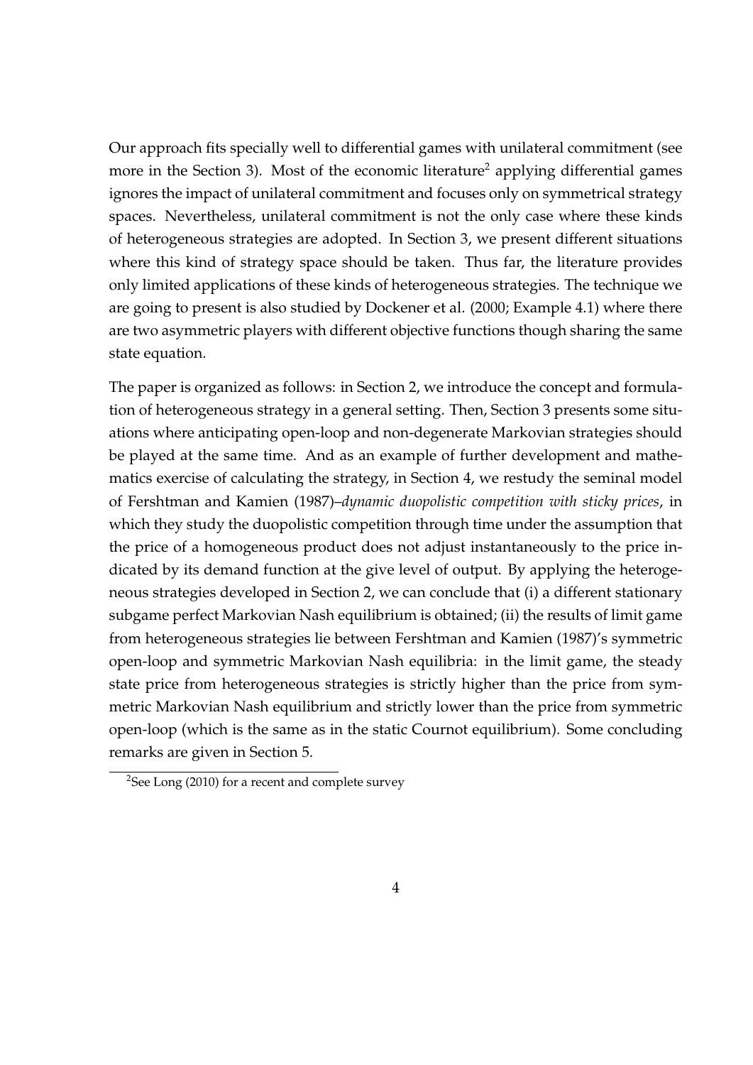Our approach fits specially well to differential games with unilateral commitment (see more in the Section 3). Most of the economic literature[2] applying differential games ignores the impact of unilateral commitment and focuses only on symmetrical strategy spaces. Nevertheless, unilateral commitment is not the only case where these kinds of heterogeneous strategies are adopted. In Section 3, we present different situations where this kind of strategy space should be taken. Thus far, the literature provides only limited applications of these kinds of heterogeneous strategies. The technique we are going to present is also studied by Dockener et al. (2000; Example 4.1) where there are two asymmetric players with different objective functions though sharing the same state equation.

The paper is organized as follows: in Section 2, we introduce the concept and formulation of heterogeneous strategy in a general setting. Then, Section 3 presents some situations where anticipating open-loop and non-degenerate Markovian strategies should be played at the same time. And as an example of further development and mathematics exercise of calculating the strategy, in Section 4, we restudy the seminal model of Fershtman and Kamien (1987)–*dynamic duopolistic competition with sticky prices*, in which they study the duopolistic competition through time under the assumption that the price of a homogeneous product does not adjust instantaneously to the price indicated by its demand function at the give level of output. By applying the heterogeneous strategies developed in Section 2, we can conclude that (i) a different stationary subgame perfect Markovian Nash equilibrium is obtained; (ii) the results of limit game from heterogeneous strategies lie between Fershtman and Kamien (1987)'s symmetric open-loop and symmetric Markovian Nash equilibria: in the limit game, the steady state price from heterogeneous strategies is strictly higher than the price from symmetric Markovian Nash equilibrium and strictly lower than the price from symmetric open-loop (which is the same as in the static Cournot equilibrium). Some concluding remarks are given in Section 5.

[2]See Long (2010) for a recent and complete survey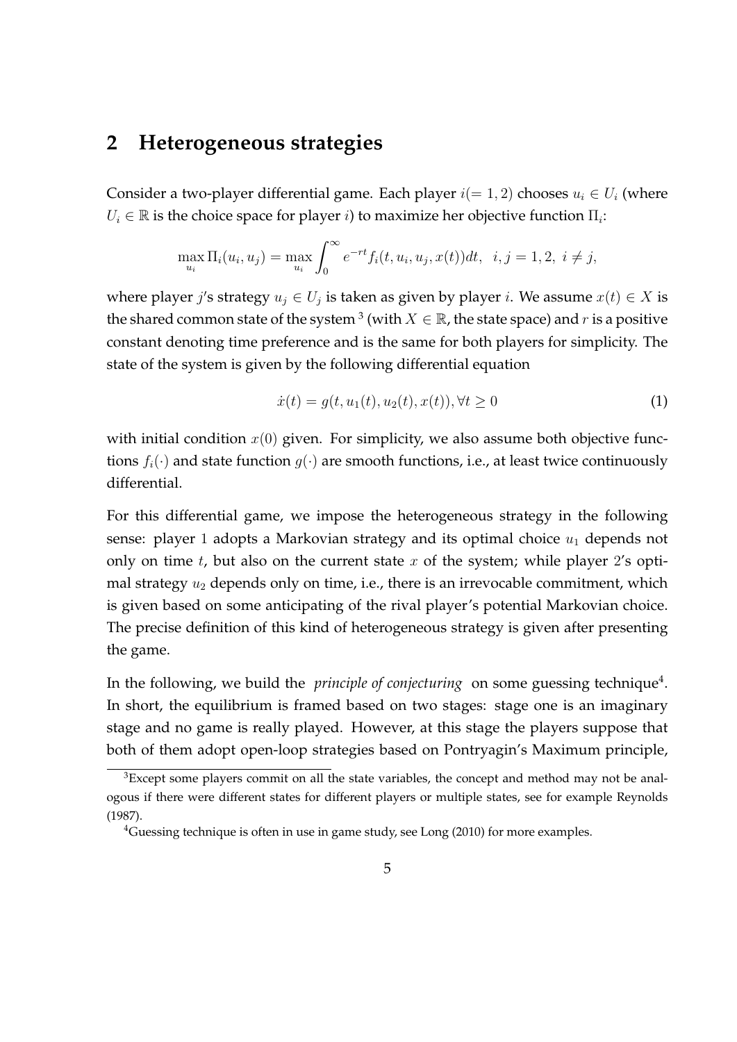## 2 Heterogeneous strategies

Consider a two-player differential game. Each player $i(=1,2)$ chooses $u_i \in U_i$ (where $U_i \in \mathbb{R}$ is the choice space for player $i$) to maximize her objective function $\Pi_i$:

$$\max_{u_i} \Pi_i(u_i, u_j) = \max_{u_i} \int_0^\infty e^{-rt} f_i(t, u_i, u_j, x(t))dt, \ \ i,j = 1,2, \ i \neq j,$$

where player $j$'s strategy $u_j \in U_j$ is taken as given by player $i$. We assume $x(t) \in X$ is the shared common state of the system [3] (with $X \in \mathbb{R}$, the state space) and $r$ is a positive constant denoting time preference and is the same for both players for simplicity. The state of the system is given by the following differential equation

$$\dot{x}(t) = g(t, u_1(t), u_2(t), x(t)), \forall t \geq 0 \tag{1}$$

with initial condition $x(0)$ given. For simplicity, we also assume both objective functions $f_i(\cdot)$ and state function $g(\cdot)$ are smooth functions, i.e., at least twice continuously differential.

For this differential game, we impose the heterogeneous strategy in the following sense: player 1 adopts a Markovian strategy and its optimal choice $u_1$ depends not only on time $t$, but also on the current state $x$ of the system; while player 2's optimal strategy $u_2$ depends only on time, i.e., there is an irrevocable commitment, which is given based on some anticipating of the rival player's potential Markovian choice. The precise definition of this kind of heterogeneous strategy is given after presenting the game.

In the following, we build the *principle of conjecturing* on some guessing technique[4]. In short, the equilibrium is framed based on two stages: stage one is an imaginary stage and no game is really played. However, at this stage the players suppose that both of them adopt open-loop strategies based on Pontryagin's Maximum principle,

---

[3] Except some players commit on all the state variables, the concept and method may not be analogous if there were different states for different players or multiple states, see for example Reynolds (1987).

[4] Guessing technique is often in use in game study, see Long (2010) for more examples.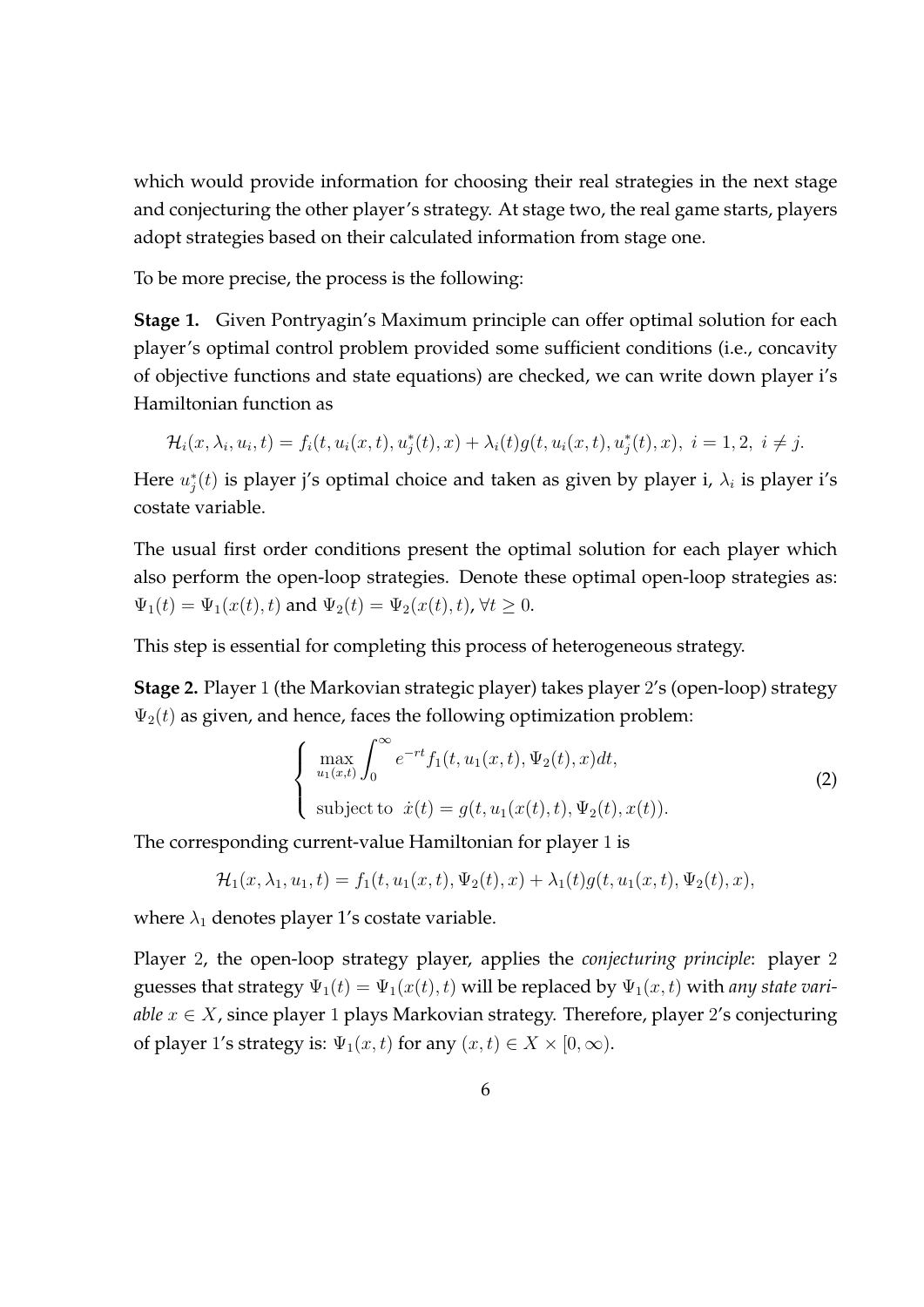which would provide information for choosing their real strategies in the next stage and conjecturing the other player's strategy. At stage two, the real game starts, players adopt strategies based on their calculated information from stage one.

To be more precise, the process is the following:

**Stage 1.** Given Pontryagin's Maximum principle can offer optimal solution for each player's optimal control problem provided some sufficient conditions (i.e., concavity of objective functions and state equations) are checked, we can write down player i's Hamiltonian function as

$$\mathcal{H}_i(x, \lambda_i, u_i, t) = f_i(t, u_i(x,t), u_j^*(t), x) + \lambda_i(t) g(t, u_i(x,t), u_j^*(t), x), \ i = 1, 2, \ i \neq j.$$

Here $u_j^*(t)$ is player j's optimal choice and taken as given by player i, $\lambda_i$ is player i's costate variable.

The usual first order conditions present the optimal solution for each player which also perform the open-loop strategies. Denote these optimal open-loop strategies as: $\Psi_1(t) = \Psi_1(x(t), t)$ and $\Psi_2(t) = \Psi_2(x(t), t)$, $\forall t \geq 0$.

This step is essential for completing this process of heterogeneous strategy.

**Stage 2.** Player 1 (the Markovian strategic player) takes player 2's (open-loop) strategy $\Psi_2(t)$ as given, and hence, faces the following optimization problem:

$$\begin{cases} \max\limits_{u_1(x,t)} \displaystyle\int_0^\infty e^{-rt} f_1(t, u_1(x,t), \Psi_2(t), x) dt, \\ \text{subject to } \ \dot{x}(t) = g(t, u_1(x(t), t), \Psi_2(t), x(t)). \end{cases} \tag{2}$$

The corresponding current-value Hamiltonian for player 1 is

$$\mathcal{H}_1(x, \lambda_1, u_1, t) = f_1(t, u_1(x,t), \Psi_2(t), x) + \lambda_1(t) g(t, u_1(x,t), \Psi_2(t), x),$$

where $\lambda_1$ denotes player 1's costate variable.

Player 2, the open-loop strategy player, applies the *conjecturing principle*: player 2 guesses that strategy $\Psi_1(t) = \Psi_1(x(t), t)$ will be replaced by $\Psi_1(x, t)$ with *any state variable $x \in X$*, since player 1 plays Markovian strategy. Therefore, player 2's conjecturing of player 1's strategy is: $\Psi_1(x, t)$ for any $(x, t) \in X \times [0, \infty)$.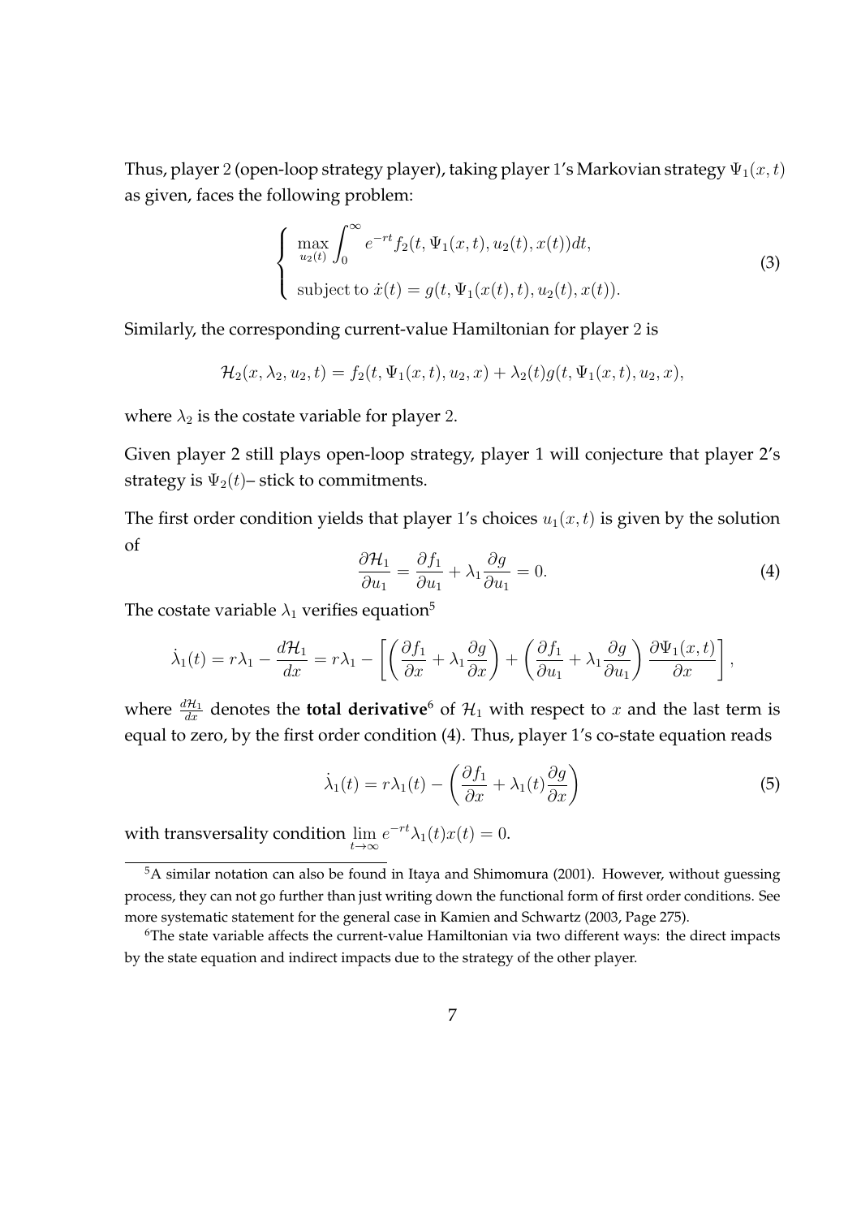Thus, player $2$ (open-loop strategy player), taking player $1$'s Markovian strategy $\Psi_1(x,t)$ as given, faces the following problem:

$$
\begin{cases}
\max\limits_{u_2(t)} \displaystyle\int_0^\infty e^{-rt} f_2(t, \Psi_1(x,t), u_2(t), x(t))dt, \\
\text{subject to } \dot{x}(t) = g(t, \Psi_1(x(t),t), u_2(t), x(t)).
\end{cases}
\tag{3}
$$

Similarly, the corresponding current-value Hamiltonian for player $2$ is

$$
\mathcal{H}_2(x, \lambda_2, u_2, t) = f_2(t, \Psi_1(x,t), u_2, x) + \lambda_2(t) g(t, \Psi_1(x,t), u_2, x),
$$

where $\lambda_2$ is the costate variable for player $2$.

Given player 2 still plays open-loop strategy, player 1 will conjecture that player 2's strategy is $\Psi_2(t)$– stick to commitments.

The first order condition yields that player $1$'s choices $u_1(x,t)$ is given by the solution of

$$
\frac{\partial \mathcal{H}_1}{\partial u_1} = \frac{\partial f_1}{\partial u_1} + \lambda_1 \frac{\partial g}{\partial u_1} = 0. \tag{4}
$$

The costate variable $\lambda_1$ verifies equation[5]

$$
\dot{\lambda}_1(t) = r\lambda_1 - \frac{d\mathcal{H}_1}{dx} = r\lambda_1 - \left[ \left( \frac{\partial f_1}{\partial x} + \lambda_1 \frac{\partial g}{\partial x} \right) + \left( \frac{\partial f_1}{\partial u_1} + \lambda_1 \frac{\partial g}{\partial u_1} \right) \frac{\partial \Psi_1(x,t)}{\partial x} \right],
$$

where $\frac{d\mathcal{H}_1}{dx}$ denotes the **total derivative**[6] of $\mathcal{H}_1$ with respect to $x$ and the last term is equal to zero, by the first order condition (4). Thus, player 1's co-state equation reads

$$
\dot{\lambda}_1(t) = r\lambda_1(t) - \left( \frac{\partial f_1}{\partial x} + \lambda_1(t) \frac{\partial g}{\partial x} \right) \tag{5}
$$

with transversality condition $\lim\limits_{t\to\infty} e^{-rt}\lambda_1(t)x(t) = 0$.

[5]A similar notation can also be found in Itaya and Shimomura (2001). However, without guessing process, they can not go further than just writing down the functional form of first order conditions. See more systematic statement for the general case in Kamien and Schwartz (2003, Page 275).

[6]The state variable affects the current-value Hamiltonian via two different ways: the direct impacts by the state equation and indirect impacts due to the strategy of the other player.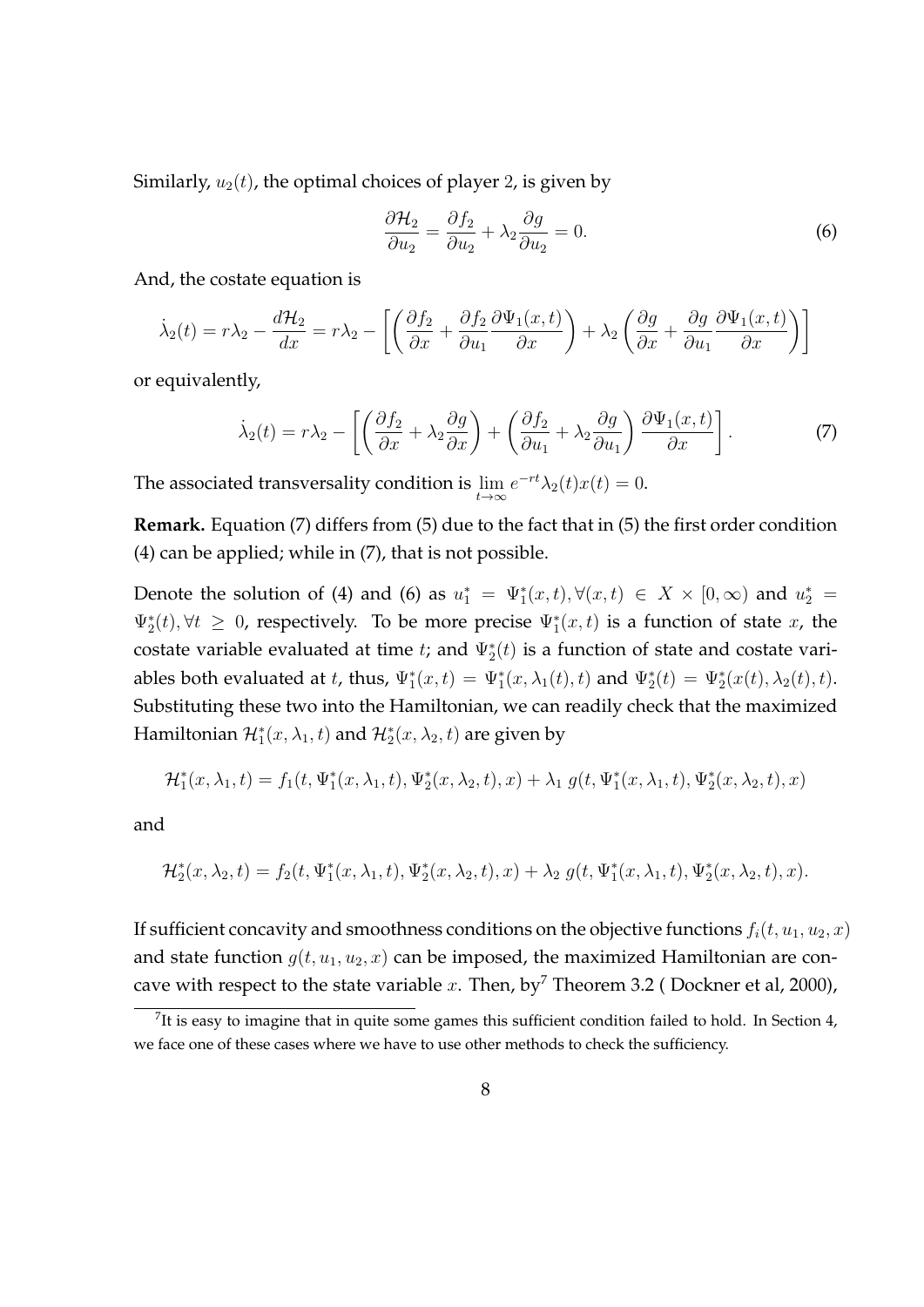Similarly, $u_2(t)$, the optimal choices of player 2, is given by

$$\frac{\partial \mathcal{H}_2}{\partial u_2} = \frac{\partial f_2}{\partial u_2} + \lambda_2 \frac{\partial g}{\partial u_2} = 0. \tag{6}$$

And, the costate equation is

$$\dot{\lambda}_2(t) = r\lambda_2 - \frac{d\mathcal{H}_2}{dx} = r\lambda_2 - \left[ \left( \frac{\partial f_2}{\partial x} + \frac{\partial f_2}{\partial u_1} \frac{\partial \Psi_1(x,t)}{\partial x} \right) + \lambda_2 \left( \frac{\partial g}{\partial x} + \frac{\partial g}{\partial u_1} \frac{\partial \Psi_1(x,t)}{\partial x} \right) \right]$$

or equivalently,

$$\dot{\lambda}_2(t) = r\lambda_2 - \left[ \left( \frac{\partial f_2}{\partial x} + \lambda_2 \frac{\partial g}{\partial x} \right) + \left( \frac{\partial f_2}{\partial u_1} + \lambda_2 \frac{\partial g}{\partial u_1} \right) \frac{\partial \Psi_1(x,t)}{\partial x} \right]. \tag{7}$$

The associated transversality condition is $\lim_{t\to\infty} e^{-rt}\lambda_2(t)x(t) = 0$.

**Remark.** Equation (7) differs from (5) due to the fact that in (5) the first order condition (4) can be applied; while in (7), that is not possible.

Denote the solution of (4) and (6) as $u_1^* = \Psi_1^*(x,t), \forall (x,t) \in X \times [0,\infty)$ and $u_2^* = \Psi_2^*(t), \forall t \geq 0$, respectively. To be more precise $\Psi_1^*(x,t)$ is a function of state $x$, the costate variable evaluated at time $t$; and $\Psi_2^*(t)$ is a function of state and costate variables both evaluated at $t$, thus, $\Psi_1^*(x,t) = \Psi_1^*(x, \lambda_1(t), t)$ and $\Psi_2^*(t) = \Psi_2^*(x(t), \lambda_2(t), t)$. Substituting these two into the Hamiltonian, we can readily check that the maximized Hamiltonian $\mathcal{H}_1^*(x, \lambda_1, t)$ and $\mathcal{H}_2^*(x, \lambda_2, t)$ are given by

$$\mathcal{H}_1^*(x, \lambda_1, t) = f_1(t, \Psi_1^*(x, \lambda_1, t), \Psi_2^*(x, \lambda_2, t), x) + \lambda_1 \; g(t, \Psi_1^*(x, \lambda_1, t), \Psi_2^*(x, \lambda_2, t), x)$$

and

$$\mathcal{H}_2^*(x, \lambda_2, t) = f_2(t, \Psi_1^*(x, \lambda_1, t), \Psi_2^*(x, \lambda_2, t), x) + \lambda_2 \; g(t, \Psi_1^*(x, \lambda_1, t), \Psi_2^*(x, \lambda_2, t), x).$$

If sufficient concavity and smoothness conditions on the objective functions $f_i(t, u_1, u_2, x)$ and state function $g(t, u_1, u_2, x)$ can be imposed, the maximized Hamiltonian are concave with respect to the state variable $x$. Then, by[7] Theorem 3.2 ( Dockner et al, 2000),

[7] It is easy to imagine that in quite some games this sufficient condition failed to hold. In Section 4, we face one of these cases where we have to use other methods to check the sufficiency.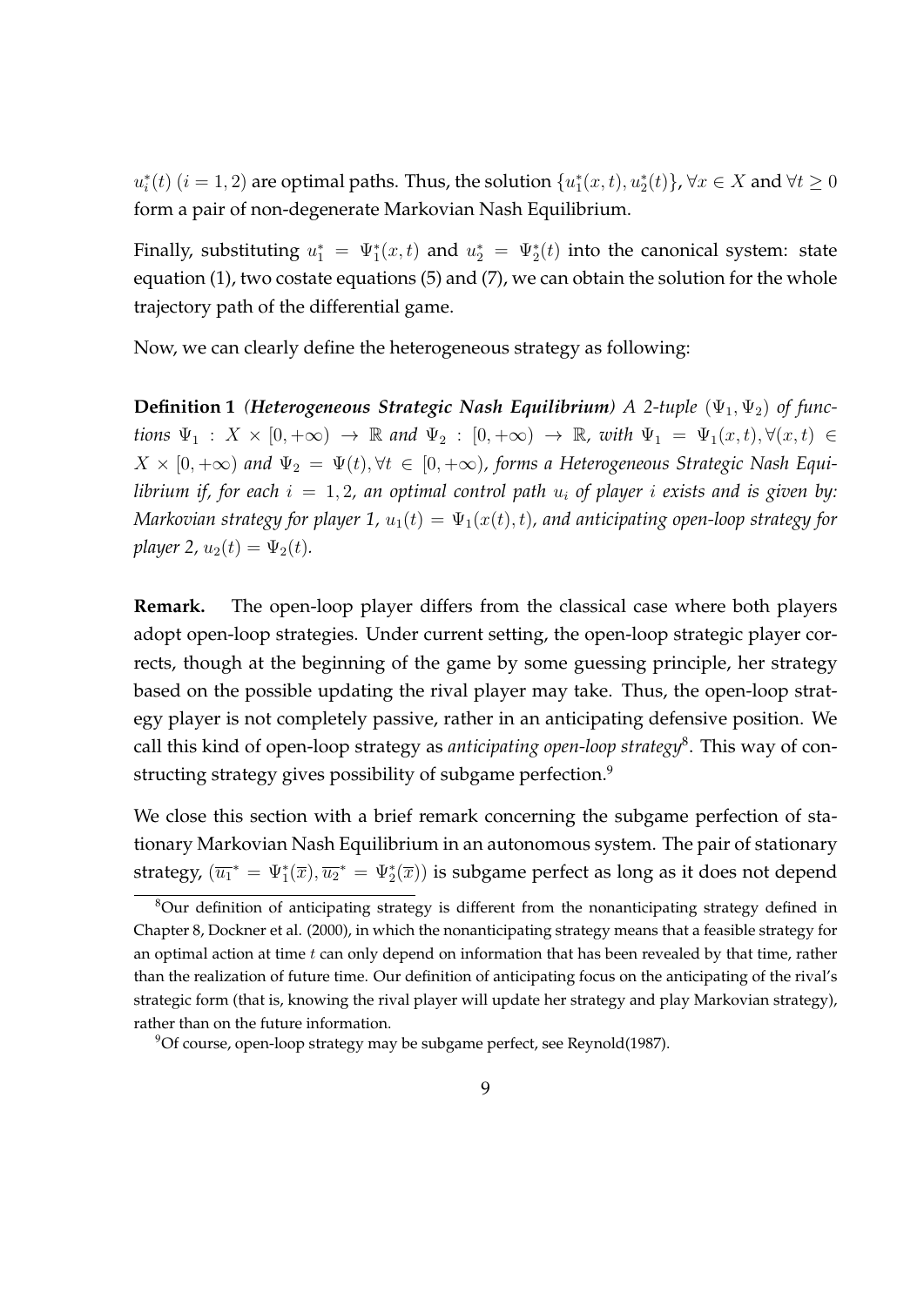$u_i^*(t)$ $(i = 1, 2)$ are optimal paths. Thus, the solution $\{u_1^*(x,t), u_2^*(t)\}$, $\forall x \in X$ and $\forall t \geq 0$ form a pair of non-degenerate Markovian Nash Equilibrium.

Finally, substituting $u_1^* = \Psi_1^*(x,t)$ and $u_2^* = \Psi_2^*(t)$ into the canonical system: state equation (1), two costate equations (5) and (7), we can obtain the solution for the whole trajectory path of the differential game.

Now, we can clearly define the heterogeneous strategy as following:

**Definition 1** ***(Heterogeneous Strategic Nash Equilibrium)*** *A 2-tuple $(\Psi_1, \Psi_2)$ of functions $\Psi_1 : X \times [0, +\infty) \to \mathbb{R}$ and $\Psi_2 : [0, +\infty) \to \mathbb{R}$, with $\Psi_1 = \Psi_1(x,t), \forall (x,t) \in X \times [0, +\infty)$ and $\Psi_2 = \Psi(t), \forall t \in [0, +\infty)$, forms a Heterogeneous Strategic Nash Equilibrium if, for each $i = 1, 2$, an optimal control path $u_i$ of player $i$ exists and is given by: Markovian strategy for player 1, $u_1(t) = \Psi_1(x(t), t)$, and anticipating open-loop strategy for player 2, $u_2(t) = \Psi_2(t)$.*

**Remark.** The open-loop player differs from the classical case where both players adopt open-loop strategies. Under current setting, the open-loop strategic player corrects, though at the beginning of the game by some guessing principle, her strategy based on the possible updating the rival player may take. Thus, the open-loop strategy player is not completely passive, rather in an anticipating defensive position. We call this kind of open-loop strategy as *anticipating open-loop strategy*[8]. This way of constructing strategy gives possibility of subgame perfection.[9]

We close this section with a brief remark concerning the subgame perfection of stationary Markovian Nash Equilibrium in an autonomous system. The pair of stationary strategy, $(\overline{u_1}^* = \Psi_1^*(\overline{x}), \overline{u_2}^* = \Psi_2^*(\overline{x}))$ is subgame perfect as long as it does not depend

[8] Our definition of anticipating strategy is different from the nonanticipating strategy defined in Chapter 8, Dockner et al. (2000), in which the nonanticipating strategy means that a feasible strategy for an optimal action at time $t$ can only depend on information that has been revealed by that time, rather than the realization of future time. Our definition of anticipating focus on the anticipating of the rival's strategic form (that is, knowing the rival player will update her strategy and play Markovian strategy), rather than on the future information.

[9] Of course, open-loop strategy may be subgame perfect, see Reynold(1987).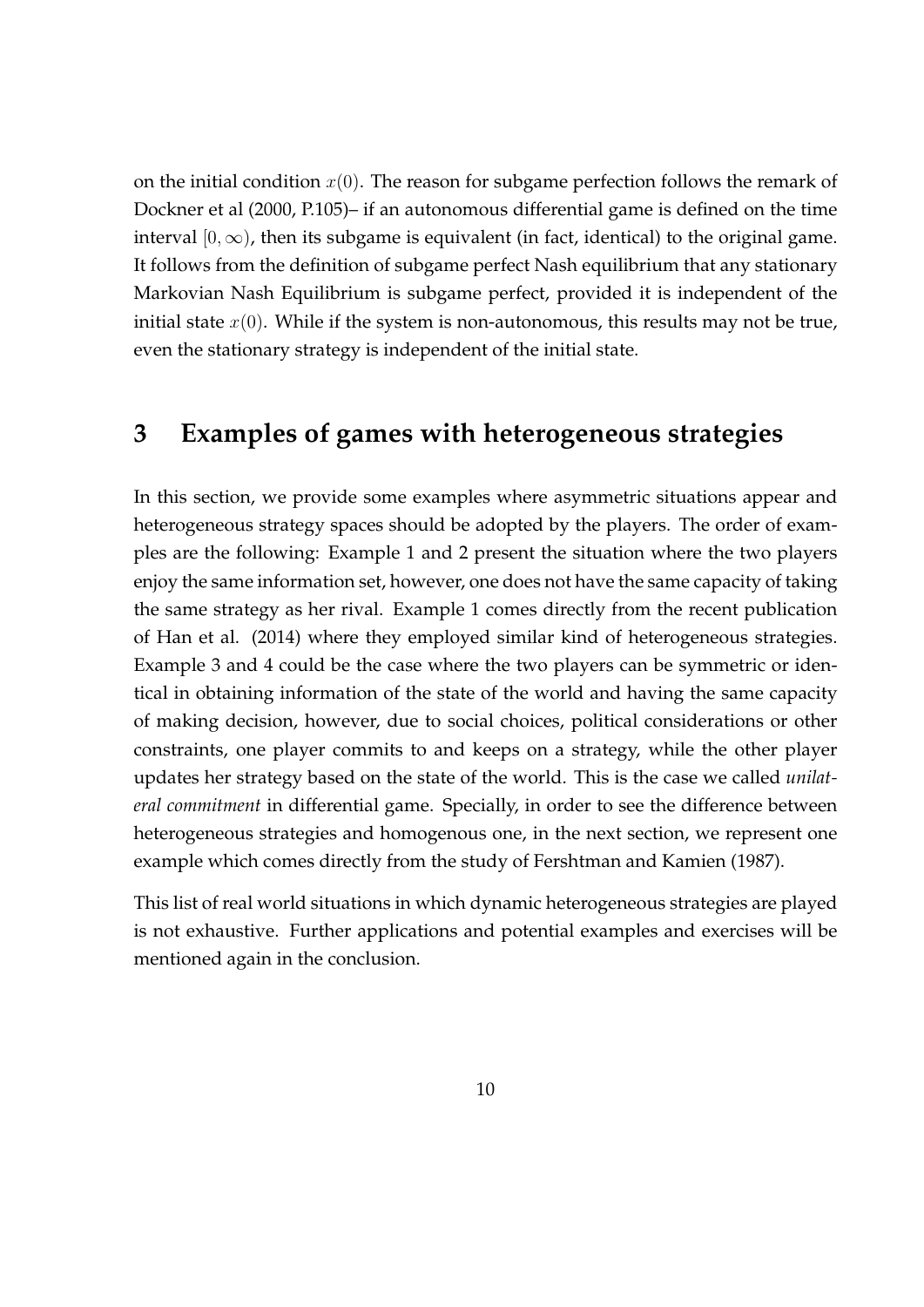on the initial condition $x(0)$. The reason for subgame perfection follows the remark of Dockner et al (2000, P.105)– if an autonomous differential game is defined on the time interval $[0, \infty)$, then its subgame is equivalent (in fact, identical) to the original game. It follows from the definition of subgame perfect Nash equilibrium that any stationary Markovian Nash Equilibrium is subgame perfect, provided it is independent of the initial state $x(0)$. While if the system is non-autonomous, this results may not be true, even the stationary strategy is independent of the initial state.

# 3 Examples of games with heterogeneous strategies

In this section, we provide some examples where asymmetric situations appear and heterogeneous strategy spaces should be adopted by the players. The order of examples are the following: Example 1 and 2 present the situation where the two players enjoy the same information set, however, one does not have the same capacity of taking the same strategy as her rival. Example 1 comes directly from the recent publication of Han et al. (2014) where they employed similar kind of heterogeneous strategies. Example 3 and 4 could be the case where the two players can be symmetric or identical in obtaining information of the state of the world and having the same capacity of making decision, however, due to social choices, political considerations or other constraints, one player commits to and keeps on a strategy, while the other player updates her strategy based on the state of the world. This is the case we called *unilateral commitment* in differential game. Specially, in order to see the difference between heterogeneous strategies and homogenous one, in the next section, we represent one example which comes directly from the study of Fershtman and Kamien (1987).

This list of real world situations in which dynamic heterogeneous strategies are played is not exhaustive. Further applications and potential examples and exercises will be mentioned again in the conclusion.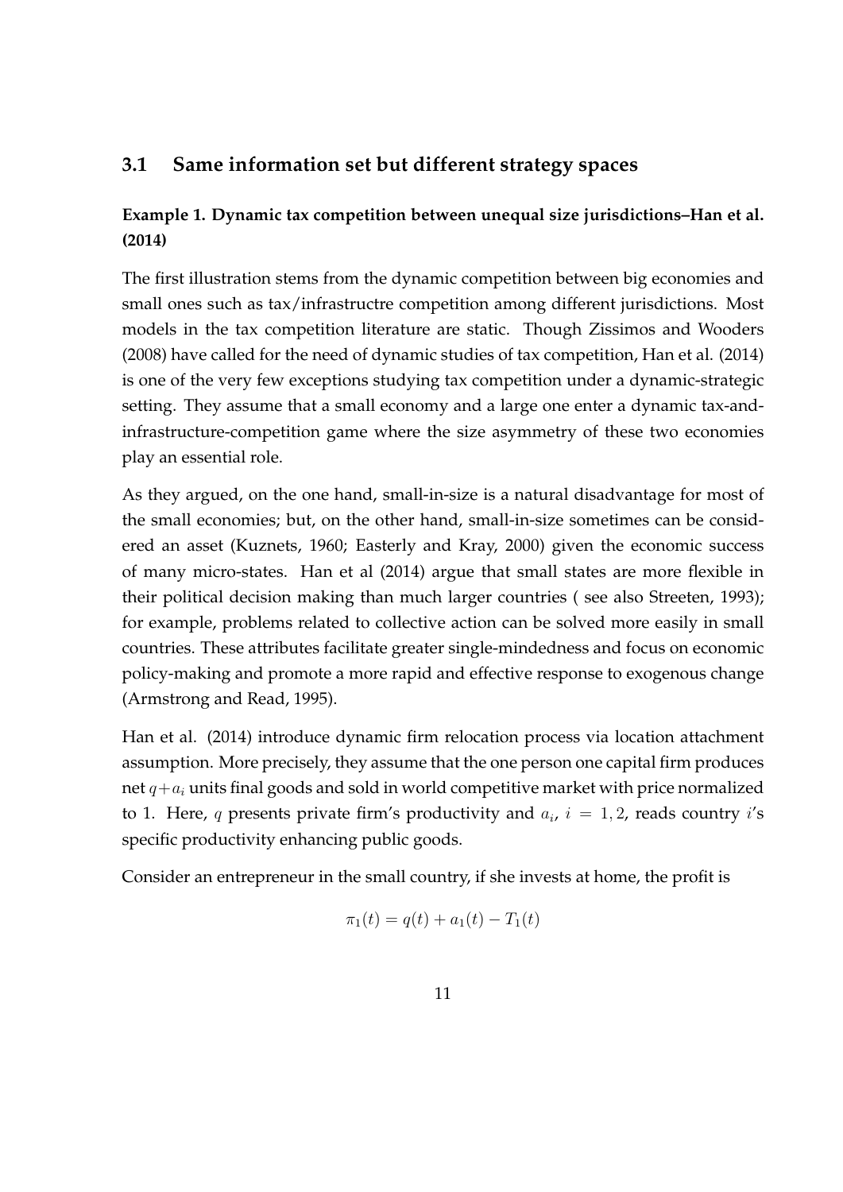### 3.1 Same information set but different strategy spaces

**Example 1. Dynamic tax competition between unequal size jurisdictions–Han et al. (2014)**

The first illustration stems from the dynamic competition between big economies and small ones such as tax/infrastructre competition among different jurisdictions. Most models in the tax competition literature are static. Though Zissimos and Wooders (2008) have called for the need of dynamic studies of tax competition, Han et al. (2014) is one of the very few exceptions studying tax competition under a dynamic-strategic setting. They assume that a small economy and a large one enter a dynamic tax-and-infrastructure-competition game where the size asymmetry of these two economies play an essential role.

As they argued, on the one hand, small-in-size is a natural disadvantage for most of the small economies; but, on the other hand, small-in-size sometimes can be considered an asset (Kuznets, 1960; Easterly and Kray, 2000) given the economic success of many micro-states. Han et al (2014) argue that small states are more flexible in their political decision making than much larger countries ( see also Streeten, 1993); for example, problems related to collective action can be solved more easily in small countries. These attributes facilitate greater single-mindedness and focus on economic policy-making and promote a more rapid and effective response to exogenous change (Armstrong and Read, 1995).

Han et al. (2014) introduce dynamic firm relocation process via location attachment assumption. More precisely, they assume that the one person one capital firm produces net $q+a_i$ units final goods and sold in world competitive market with price normalized to 1. Here, $q$ presents private firm's productivity and $a_i$, $i = 1, 2$, reads country $i$'s specific productivity enhancing public goods.

Consider an entrepreneur in the small country, if she invests at home, the profit is

$$\pi_1(t) = q(t) + a_1(t) - T_1(t)$$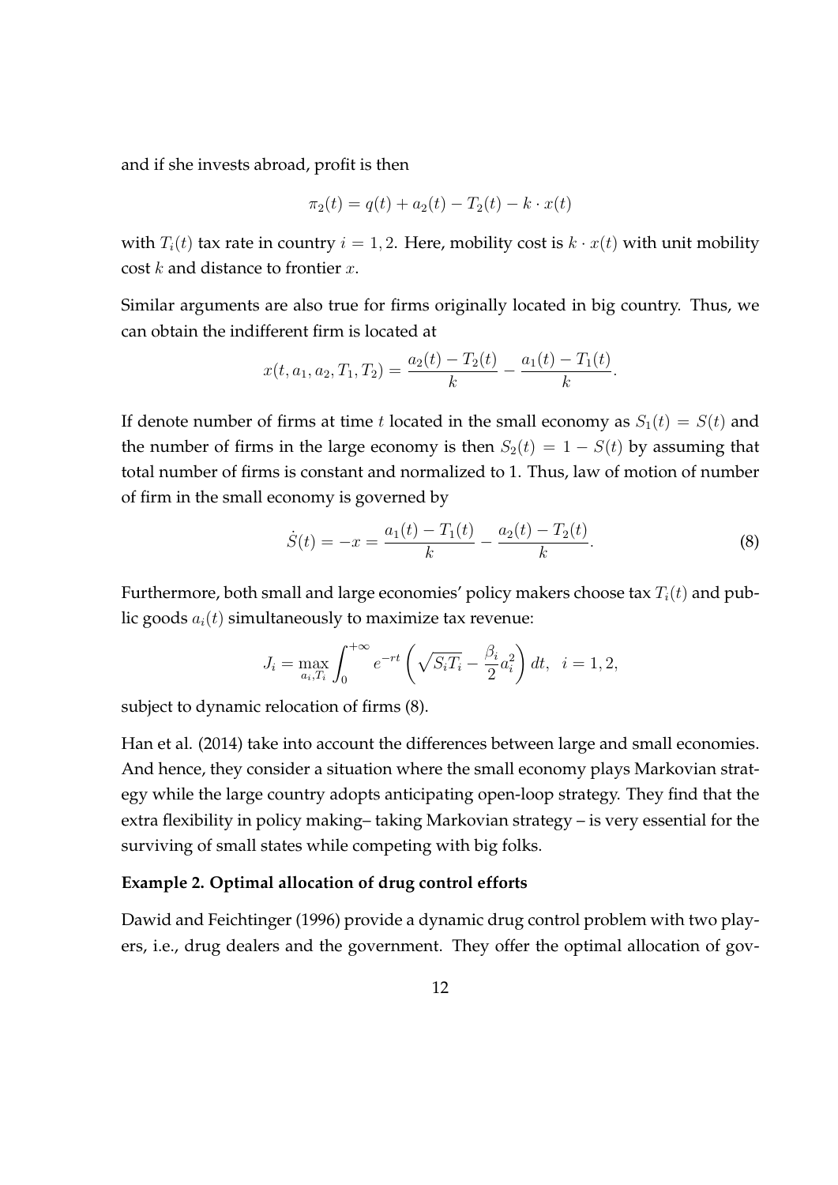and if she invests abroad, profit is then

$$\pi_2(t) = q(t) + a_2(t) - T_2(t) - k \cdot x(t)$$

with $T_i(t)$ tax rate in country $i = 1, 2$. Here, mobility cost is $k \cdot x(t)$ with unit mobility cost $k$ and distance to frontier $x$.

Similar arguments are also true for firms originally located in big country. Thus, we can obtain the indifferent firm is located at

$$x(t, a_1, a_2, T_1, T_2) = \frac{a_2(t) - T_2(t)}{k} - \frac{a_1(t) - T_1(t)}{k}.$$

If denote number of firms at time $t$ located in the small economy as $S_1(t) = S(t)$ and the number of firms in the large economy is then $S_2(t) = 1 - S(t)$ by assuming that total number of firms is constant and normalized to 1. Thus, law of motion of number of firm in the small economy is governed by

$$\dot{S}(t) = -x = \frac{a_1(t) - T_1(t)}{k} - \frac{a_2(t) - T_2(t)}{k}. \tag{8}$$

Furthermore, both small and large economies' policy makers choose tax $T_i(t)$ and public goods $a_i(t)$ simultaneously to maximize tax revenue:

$$J_i = \max_{a_i, T_i} \int_0^{+\infty} e^{-rt} \left( \sqrt{S_i T_i} - \frac{\beta_i}{2} a_i^2 \right) dt, \quad i = 1, 2,$$

subject to dynamic relocation of firms (8).

Han et al. (2014) take into account the differences between large and small economies. And hence, they consider a situation where the small economy plays Markovian strategy while the large country adopts anticipating open-loop strategy. They find that the extra flexibility in policy making– taking Markovian strategy – is very essential for the surviving of small states while competing with big folks.

**Example 2. Optimal allocation of drug control efforts**

Dawid and Feichtinger (1996) provide a dynamic drug control problem with two players, i.e., drug dealers and the government. They offer the optimal allocation of gov-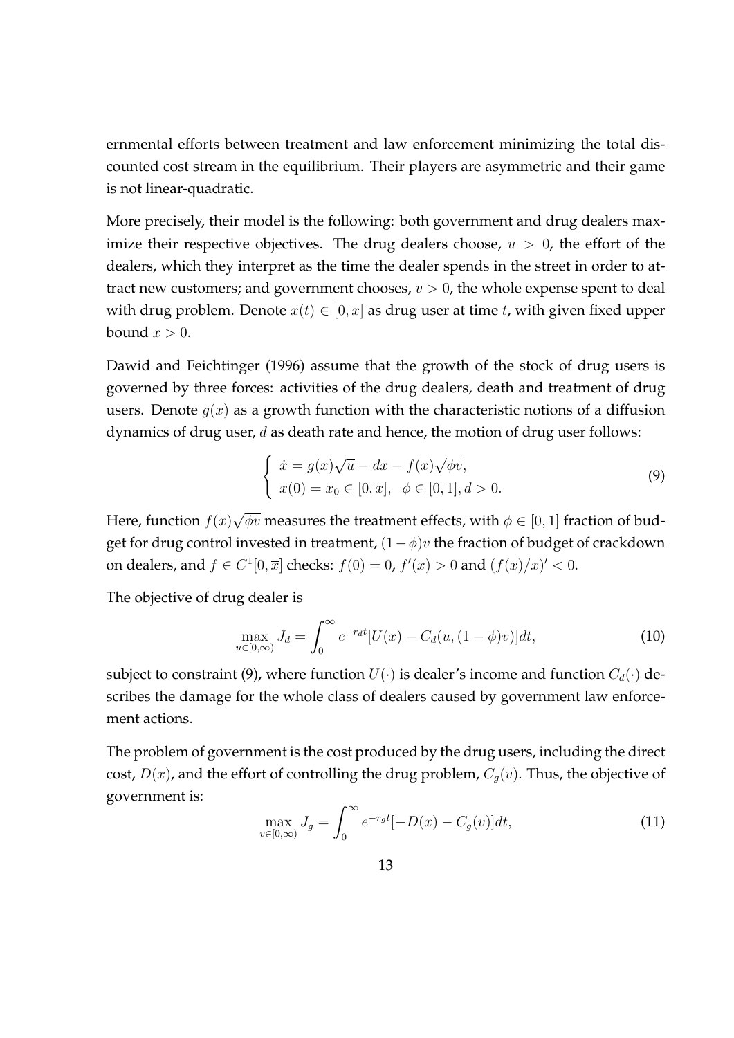ernmental efforts between treatment and law enforcement minimizing the total discounted cost stream in the equilibrium. Their players are asymmetric and their game is not linear-quadratic.

More precisely, their model is the following: both government and drug dealers maximize their respective objectives. The drug dealers choose, $u > 0$, the effort of the dealers, which they interpret as the time the dealer spends in the street in order to attract new customers; and government chooses, $v > 0$, the whole expense spent to deal with drug problem. Denote $x(t) \in [0, \overline{x}]$ as drug user at time $t$, with given fixed upper bound $\overline{x} > 0$.

Dawid and Feichtinger (1996) assume that the growth of the stock of drug users is governed by three forces: activities of the drug dealers, death and treatment of drug users. Denote $g(x)$ as a growth function with the characteristic notions of a diffusion dynamics of drug user, $d$ as death rate and hence, the motion of drug user follows:

$$\begin{cases} \dot{x} = g(x)\sqrt{u} - dx - f(x)\sqrt{\phi v}, \\ x(0) = x_0 \in [0, \overline{x}], \quad \phi \in [0,1], d > 0. \end{cases} \tag{9}$$

Here, function $f(x)\sqrt{\phi v}$ measures the treatment effects, with $\phi \in [0,1]$ fraction of budget for drug control invested in treatment, $(1-\phi)v$ the fraction of budget of crackdown on dealers, and $f \in C^1[0, \overline{x}]$ checks: $f(0) = 0$, $f'(x) > 0$ and $(f(x)/x)' < 0$.

The objective of drug dealer is

$$\max_{u \in [0,\infty)} J_d = \int_0^\infty e^{-r_d t}[U(x) - C_d(u, (1-\phi)v)]dt, \tag{10}$$

subject to constraint (9), where function $U(\cdot)$ is dealer's income and function $C_d(\cdot)$ describes the damage for the whole class of dealers caused by government law enforcement actions.

The problem of government is the cost produced by the drug users, including the direct cost, $D(x)$, and the effort of controlling the drug problem, $C_g(v)$. Thus, the objective of government is:

$$\max_{v \in [0,\infty)} J_g = \int_0^\infty e^{-r_g t}[-D(x) - C_g(v)]dt, \tag{11}$$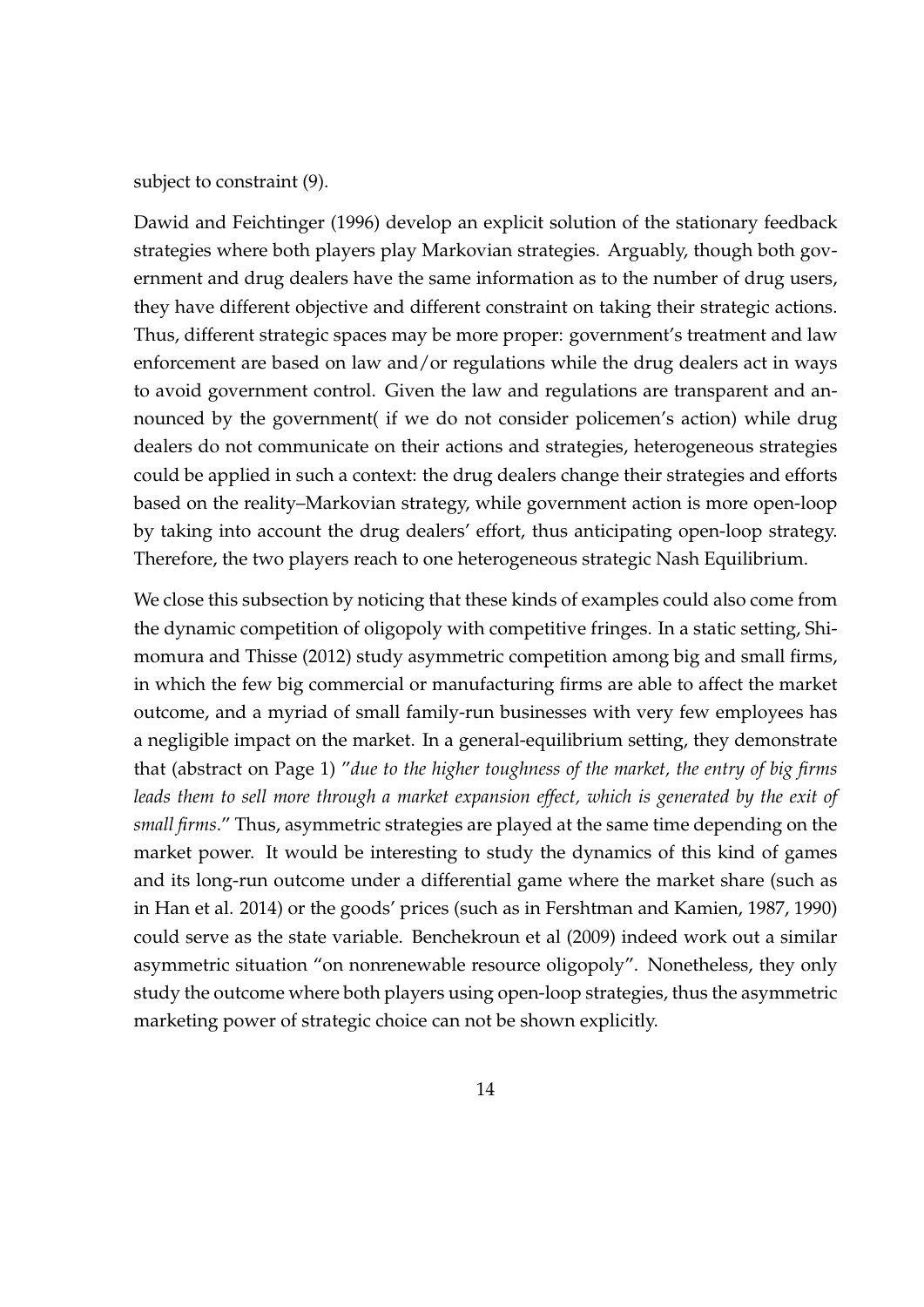subject to constraint (9).

Dawid and Feichtinger (1996) develop an explicit solution of the stationary feedback strategies where both players play Markovian strategies. Arguably, though both government and drug dealers have the same information as to the number of drug users, they have different objective and different constraint on taking their strategic actions. Thus, different strategic spaces may be more proper: government's treatment and law enforcement are based on law and/or regulations while the drug dealers act in ways to avoid government control. Given the law and regulations are transparent and announced by the government( if we do not consider policemen's action) while drug dealers do not communicate on their actions and strategies, heterogeneous strategies could be applied in such a context: the drug dealers change their strategies and efforts based on the reality–Markovian strategy, while government action is more open-loop by taking into account the drug dealers' effort, thus anticipating open-loop strategy. Therefore, the two players reach to one heterogeneous strategic Nash Equilibrium.

We close this subsection by noticing that these kinds of examples could also come from the dynamic competition of oligopoly with competitive fringes. In a static setting, Shimomura and Thisse (2012) study asymmetric competition among big and small firms, in which the few big commercial or manufacturing firms are able to affect the market outcome, and a myriad of small family-run businesses with very few employees has a negligible impact on the market. In a general-equilibrium setting, they demonstrate that (abstract on Page 1) "*due to the higher toughness of the market, the entry of big firms leads them to sell more through a market expansion effect, which is generated by the exit of small firms*." Thus, asymmetric strategies are played at the same time depending on the market power. It would be interesting to study the dynamics of this kind of games and its long-run outcome under a differential game where the market share (such as in Han et al. 2014) or the goods' prices (such as in Fershtman and Kamien, 1987, 1990) could serve as the state variable. Benchekroun et al (2009) indeed work out a similar asymmetric situation "on nonrenewable resource oligopoly". Nonetheless, they only study the outcome where both players using open-loop strategies, thus the asymmetric marketing power of strategic choice can not be shown explicitly.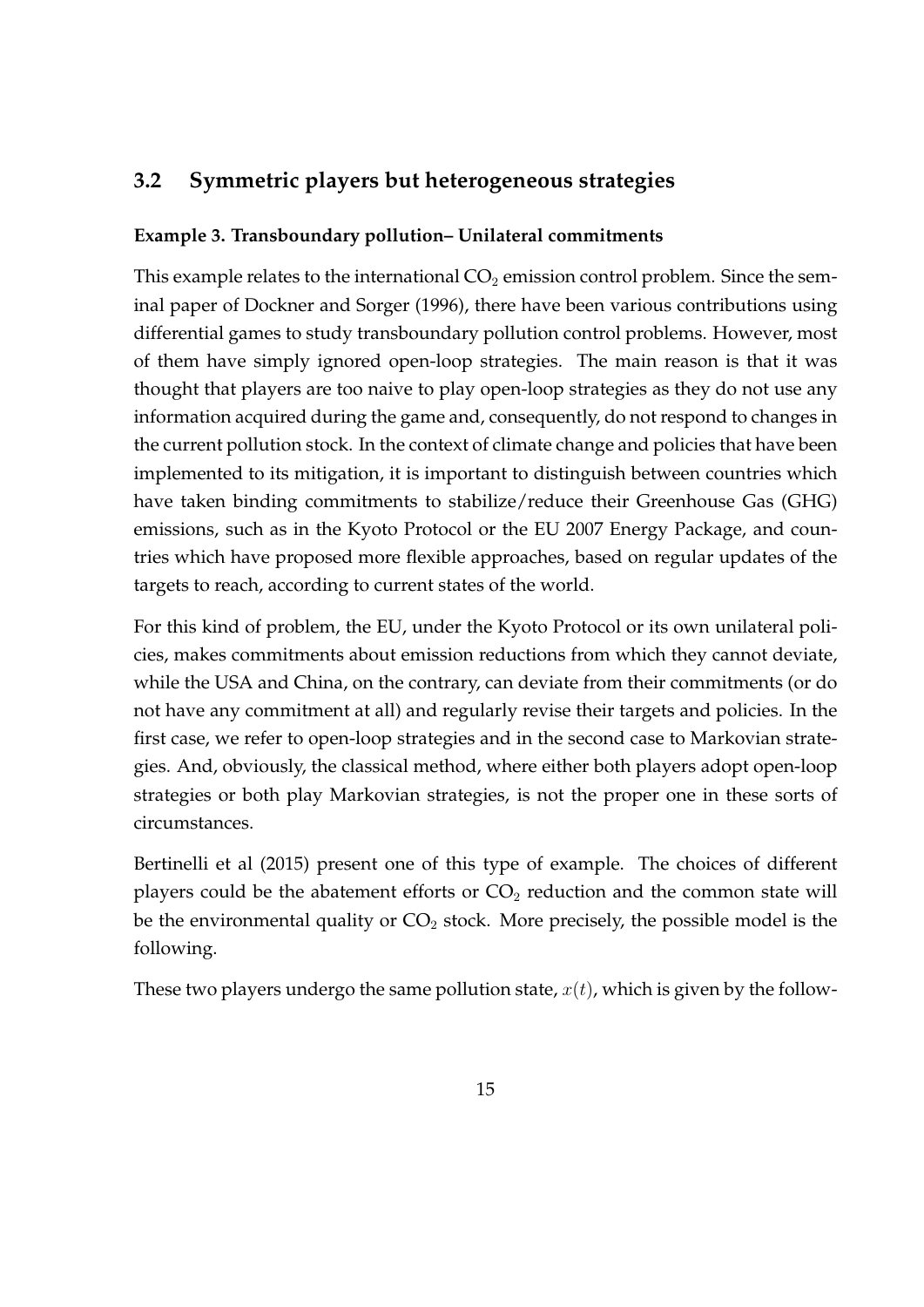## 3.2 Symmetric players but heterogeneous strategies

**Example 3. Transboundary pollution– Unilateral commitments**

This example relates to the international $CO_2$ emission control problem. Since the seminal paper of Dockner and Sorger (1996), there have been various contributions using differential games to study transboundary pollution control problems. However, most of them have simply ignored open-loop strategies. The main reason is that it was thought that players are too naive to play open-loop strategies as they do not use any information acquired during the game and, consequently, do not respond to changes in the current pollution stock. In the context of climate change and policies that have been implemented to its mitigation, it is important to distinguish between countries which have taken binding commitments to stabilize/reduce their Greenhouse Gas (GHG) emissions, such as in the Kyoto Protocol or the EU 2007 Energy Package, and countries which have proposed more flexible approaches, based on regular updates of the targets to reach, according to current states of the world.

For this kind of problem, the EU, under the Kyoto Protocol or its own unilateral policies, makes commitments about emission reductions from which they cannot deviate, while the USA and China, on the contrary, can deviate from their commitments (or do not have any commitment at all) and regularly revise their targets and policies. In the first case, we refer to open-loop strategies and in the second case to Markovian strategies. And, obviously, the classical method, where either both players adopt open-loop strategies or both play Markovian strategies, is not the proper one in these sorts of circumstances.

Bertinelli et al (2015) present one of this type of example. The choices of different players could be the abatement efforts or $CO_2$ reduction and the common state will be the environmental quality or $CO_2$ stock. More precisely, the possible model is the following.

These two players undergo the same pollution state, $x(t)$, which is given by the follow-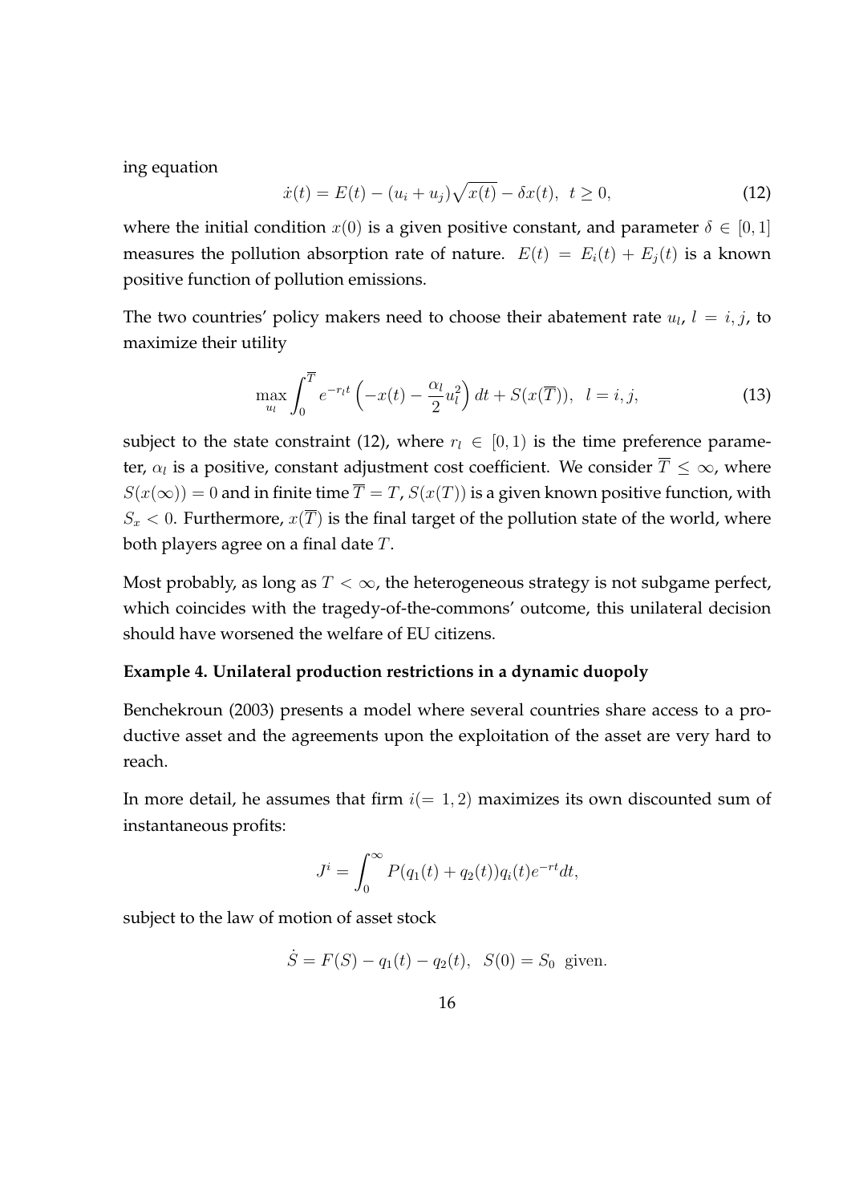ing equation

$$\dot{x}(t) = E(t) - (u_i + u_j)\sqrt{x(t)} - \delta x(t), \;\; t \geq 0, \tag{12}$$

where the initial condition $x(0)$ is a given positive constant, and parameter $\delta \in [0,1]$ measures the pollution absorption rate of nature. $E(t) = E_i(t) + E_j(t)$ is a known positive function of pollution emissions.

The two countries' policy makers need to choose their abatement rate $u_l$, $l = i, j$, to maximize their utility

$$\max_{u_l} \int_0^{\overline{T}} e^{-r_l t}\left(-x(t) - \frac{\alpha_l}{2}u_l^2\right)dt + S(x(\overline{T})), \;\; l = i, j, \tag{13}$$

subject to the state constraint (12), where $r_l \in [0, 1)$ is the time preference parameter, $\alpha_l$ is a positive, constant adjustment cost coefficient. We consider $\overline{T} \leq \infty$, where $S(x(\infty)) = 0$ and in finite time $\overline{T} = T$, $S(x(T))$ is a given known positive function, with $S_x < 0$. Furthermore, $x(\overline{T})$ is the final target of the pollution state of the world, where both players agree on a final date $T$.

Most probably, as long as $T < \infty$, the heterogeneous strategy is not subgame perfect, which coincides with the tragedy-of-the-commons' outcome, this unilateral decision should have worsened the welfare of EU citizens.

**Example 4. Unilateral production restrictions in a dynamic duopoly**

Benchekroun (2003) presents a model where several countries share access to a productive asset and the agreements upon the exploitation of the asset are very hard to reach.

In more detail, he assumes that firm $i (= 1, 2)$ maximizes its own discounted sum of instantaneous profits:

$$J^i = \int_0^{\infty} P(q_1(t) + q_2(t))q_i(t)e^{-rt}dt,$$

subject to the law of motion of asset stock

$$\dot{S} = F(S) - q_1(t) - q_2(t), \;\; S(0) = S_0 \;\text{ given.}$$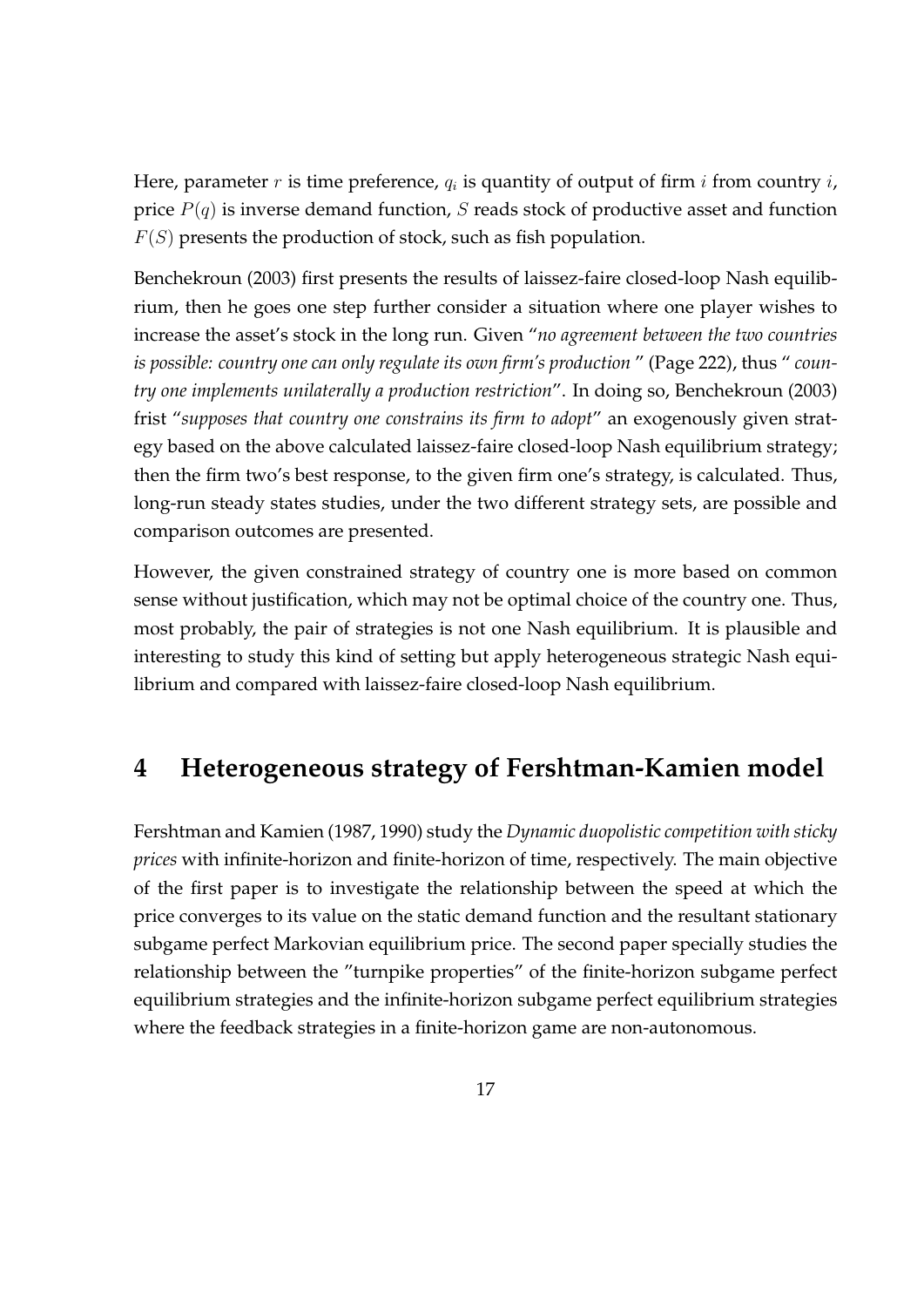Here, parameter $r$ is time preference, $q_i$ is quantity of output of firm $i$ from country $i$, price $P(q)$ is inverse demand function, $S$ reads stock of productive asset and function $F(S)$ presents the production of stock, such as fish population.

Benchekroun (2003) first presents the results of laissez-faire closed-loop Nash equilibrium, then he goes one step further consider a situation where one player wishes to increase the asset's stock in the long run. Given "*no agreement between the two countries is possible: country one can only regulate its own firm's production* " (Page 222), thus " *country one implements unilaterally a production restriction*". In doing so, Benchekroun (2003) frist "*supposes that country one constrains its firm to adopt*" an exogenously given strategy based on the above calculated laissez-faire closed-loop Nash equilibrium strategy; then the firm two's best response, to the given firm one's strategy, is calculated. Thus, long-run steady states studies, under the two different strategy sets, are possible and comparison outcomes are presented.

However, the given constrained strategy of country one is more based on common sense without justification, which may not be optimal choice of the country one. Thus, most probably, the pair of strategies is not one Nash equilibrium. It is plausible and interesting to study this kind of setting but apply heterogeneous strategic Nash equilibrium and compared with laissez-faire closed-loop Nash equilibrium.

# 4 Heterogeneous strategy of Fershtman-Kamien model

Fershtman and Kamien (1987, 1990) study the *Dynamic duopolistic competition with sticky prices* with infinite-horizon and finite-horizon of time, respectively. The main objective of the first paper is to investigate the relationship between the speed at which the price converges to its value on the static demand function and the resultant stationary subgame perfect Markovian equilibrium price. The second paper specially studies the relationship between the "turnpike properties" of the finite-horizon subgame perfect equilibrium strategies and the infinite-horizon subgame perfect equilibrium strategies where the feedback strategies in a finite-horizon game are non-autonomous.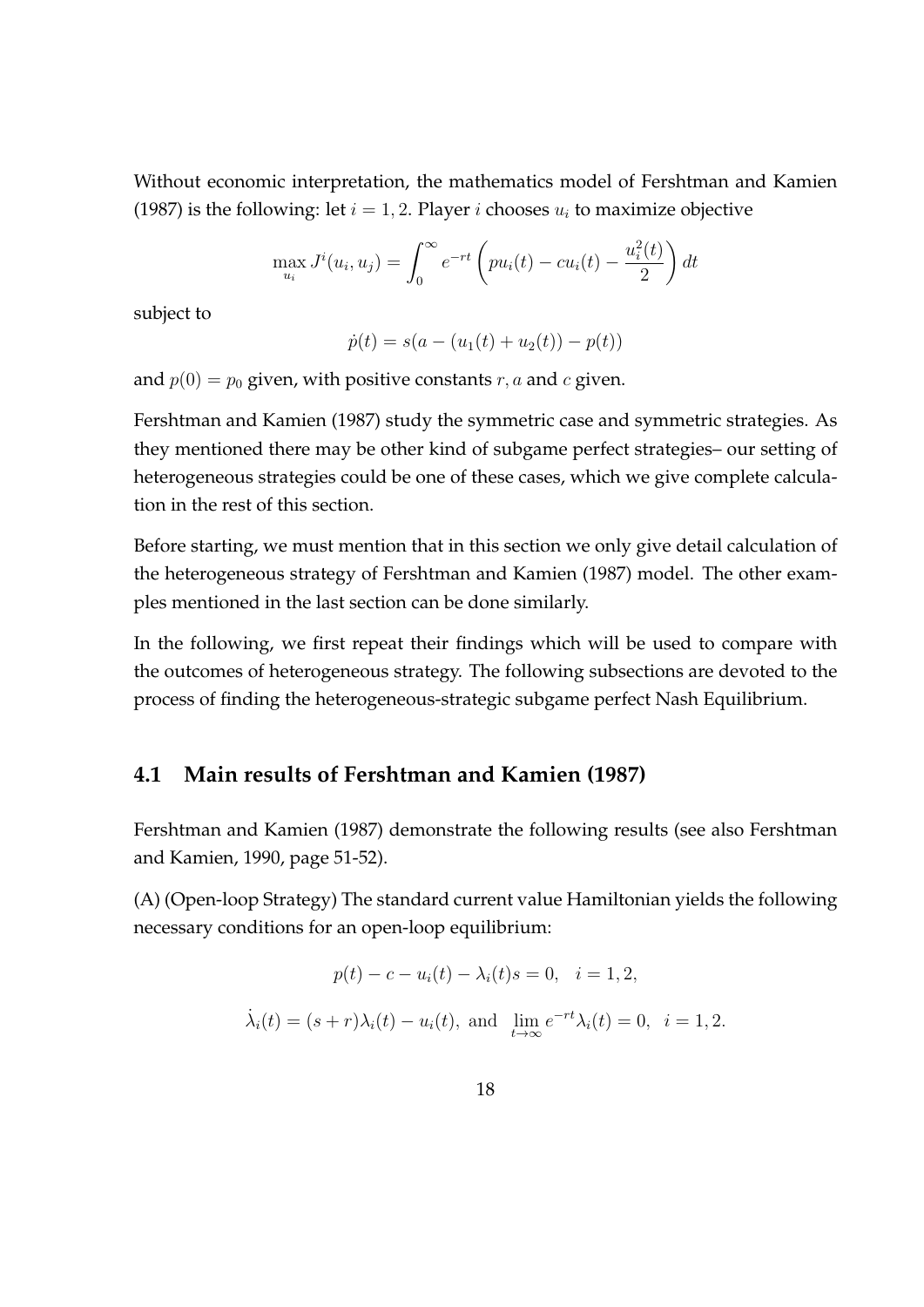Without economic interpretation, the mathematics model of Fershtman and Kamien (1987) is the following: let $i = 1, 2$. Player $i$ chooses $u_i$ to maximize objective

$$\max_{u_i} J^i(u_i, u_j) = \int_0^\infty e^{-rt} \left( pu_i(t) - cu_i(t) - \frac{u_i^2(t)}{2} \right) dt$$

subject to

$$\dot{p}(t) = s(a - (u_1(t) + u_2(t)) - p(t))$$

and $p(0) = p_0$ given, with positive constants $r, a$ and $c$ given.

Fershtman and Kamien (1987) study the symmetric case and symmetric strategies. As they mentioned there may be other kind of subgame perfect strategies– our setting of heterogeneous strategies could be one of these cases, which we give complete calculation in the rest of this section.

Before starting, we must mention that in this section we only give detail calculation of the heterogeneous strategy of Fershtman and Kamien (1987) model. The other examples mentioned in the last section can be done similarly.

In the following, we first repeat their findings which will be used to compare with the outcomes of heterogeneous strategy. The following subsections are devoted to the process of finding the heterogeneous-strategic subgame perfect Nash Equilibrium.

## 4.1 Main results of Fershtman and Kamien (1987)

Fershtman and Kamien (1987) demonstrate the following results (see also Fershtman and Kamien, 1990, page 51-52).

(A) (Open-loop Strategy) The standard current value Hamiltonian yields the following necessary conditions for an open-loop equilibrium:

$$p(t) - c - u_i(t) - \lambda_i(t)s = 0, \quad i = 1, 2,$$

$$\dot{\lambda}_i(t) = (s + r)\lambda_i(t) - u_i(t), \text{ and } \lim_{t \to \infty} e^{-rt}\lambda_i(t) = 0, \quad i = 1, 2.$$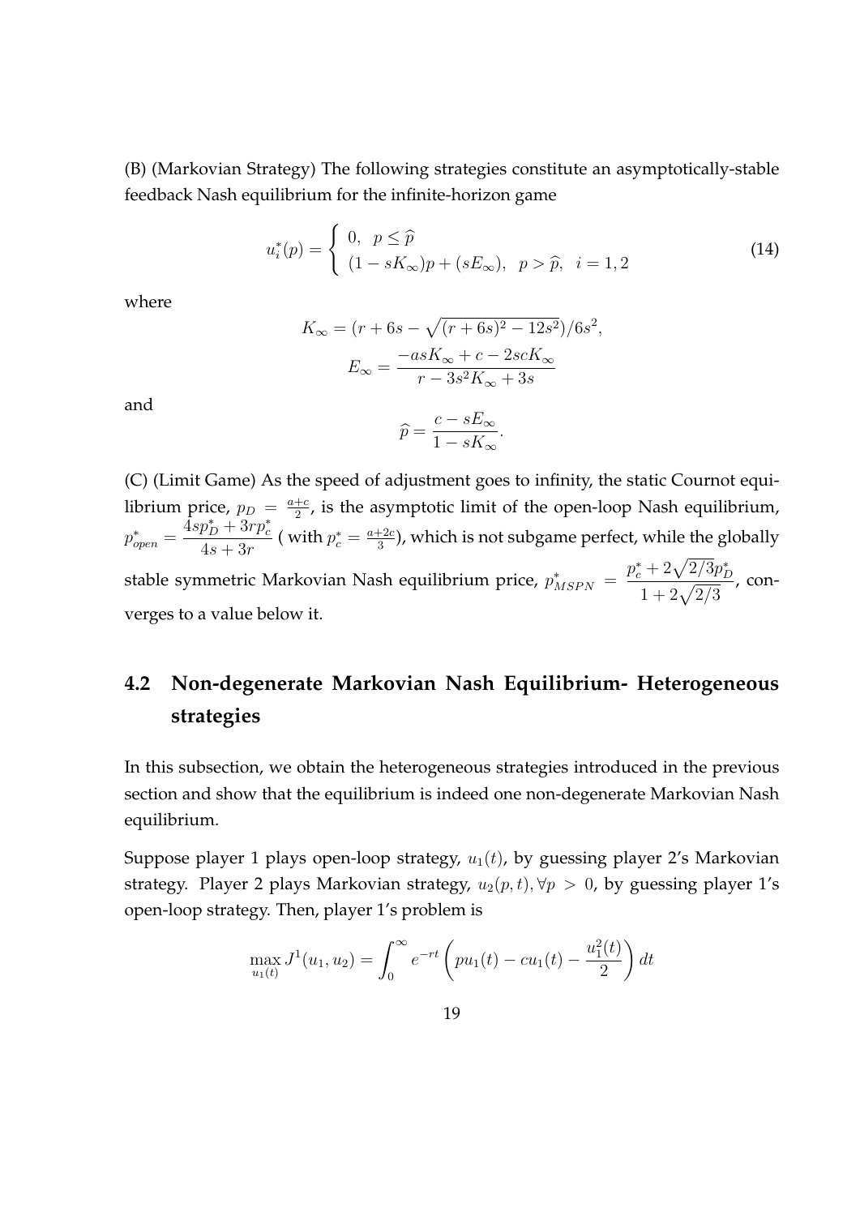(B) (Markovian Strategy) The following strategies constitute an asymptotically-stable feedback Nash equilibrium for the infinite-horizon game

$$
u_i^*(p) = \begin{cases} 0, & p \leq \widehat{p} \\ (1 - sK_\infty)p + (sE_\infty), & p > \widehat{p}, \quad i = 1, 2 \end{cases} \tag{14}
$$

where

$$
K_\infty = (r + 6s - \sqrt{(r+6s)^2 - 12s^2})/6s^2,
$$

$$
E_\infty = \frac{-asK_\infty + c - 2scK_\infty}{r - 3s^2 K_\infty + 3s}
$$

and

$$
\widehat{p} = \frac{c - sE_\infty}{1 - sK_\infty}.
$$

(C) (Limit Game) As the speed of adjustment goes to infinity, the static Cournot equilibrium price, $p_D = \frac{a+c}{2}$, is the asymptotic limit of the open-loop Nash equilibrium, $p^*_{open} = \dfrac{4sp^*_D + 3rp^*_c}{4s + 3r}$ ( with $p^*_c = \frac{a+2c}{3}$), which is not subgame perfect, while the globally stable symmetric Markovian Nash equilibrium price, $p^*_{MSPN} = \dfrac{p^*_c + 2\sqrt{2/3}p^*_D}{1 + 2\sqrt{2/3}}$, converges to a value below it.

## 4.2 Non-degenerate Markovian Nash Equilibrium- Heterogeneous strategies

In this subsection, we obtain the heterogeneous strategies introduced in the previous section and show that the equilibrium is indeed one non-degenerate Markovian Nash equilibrium.

Suppose player 1 plays open-loop strategy, $u_1(t)$, by guessing player 2's Markovian strategy. Player 2 plays Markovian strategy, $u_2(p,t), \forall p > 0$, by guessing player 1's open-loop strategy. Then, player 1's problem is

$$
\max_{u_1(t)} J^1(u_1, u_2) = \int_0^\infty e^{-rt} \left( pu_1(t) - cu_1(t) - \frac{u_1^2(t)}{2} \right) dt
$$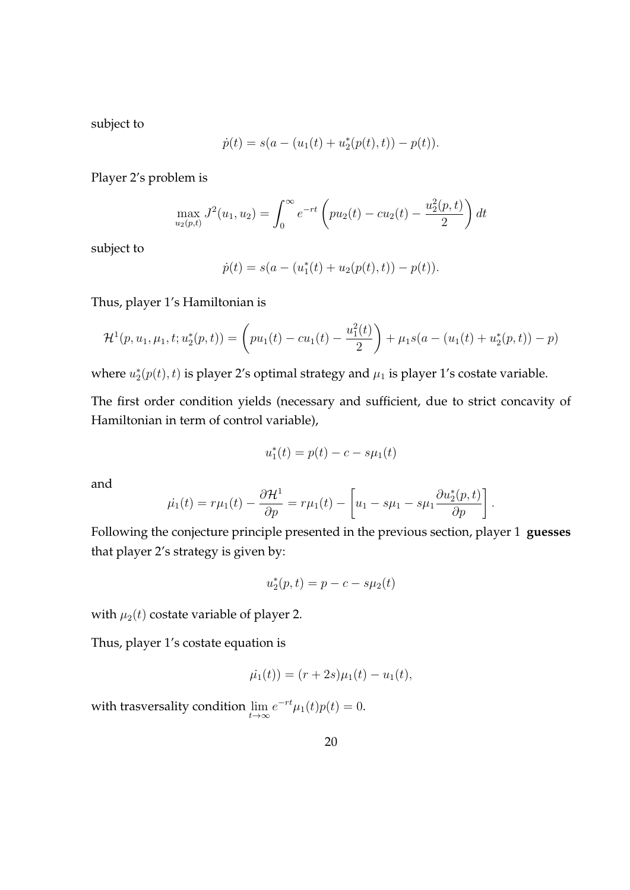subject to

$$\dot{p}(t) = s(a - (u_1(t) + u_2^*(p(t), t)) - p(t)).$$

Player 2's problem is

$$\max_{u_2(p,t)} J^2(u_1, u_2) = \int_0^\infty e^{-rt} \left( pu_2(t) - cu_2(t) - \frac{u_2^2(p,t)}{2} \right) dt$$

subject to

$$\dot{p}(t) = s(a - (u_1^*(t) + u_2(p(t), t)) - p(t)).$$

Thus, player 1's Hamiltonian is

$$\mathcal{H}^1(p, u_1, \mu_1, t; u_2^*(p,t)) = \left( pu_1(t) - cu_1(t) - \frac{u_1^2(t)}{2} \right) + \mu_1 s(a - (u_1(t) + u_2^*(p,t)) - p)$$

where $u_2^*(p(t), t)$ is player 2's optimal strategy and $\mu_1$ is player 1's costate variable.

The first order condition yields (necessary and sufficient, due to strict concavity of Hamiltonian in term of control variable),

$$u_1^*(t) = p(t) - c - s\mu_1(t)$$

and

$$\dot{\mu_1}(t) = r\mu_1(t) - \frac{\partial \mathcal{H}^1}{\partial p} = r\mu_1(t) - \left[ u_1 - s\mu_1 - s\mu_1 \frac{\partial u_2^*(p,t)}{\partial p} \right].$$

Following the conjecture principle presented in the previous section, player 1 **guesses** that player 2's strategy is given by:

$$u_2^*(p,t) = p - c - s\mu_2(t)$$

with $\mu_2(t)$ costate variable of player 2.

Thus, player 1's costate equation is

$$\dot{\mu_1}(t)) = (r + 2s)\mu_1(t) - u_1(t),$$

with trasversality condition $\lim_{t \to \infty} e^{-rt}\mu_1(t)p(t) = 0$.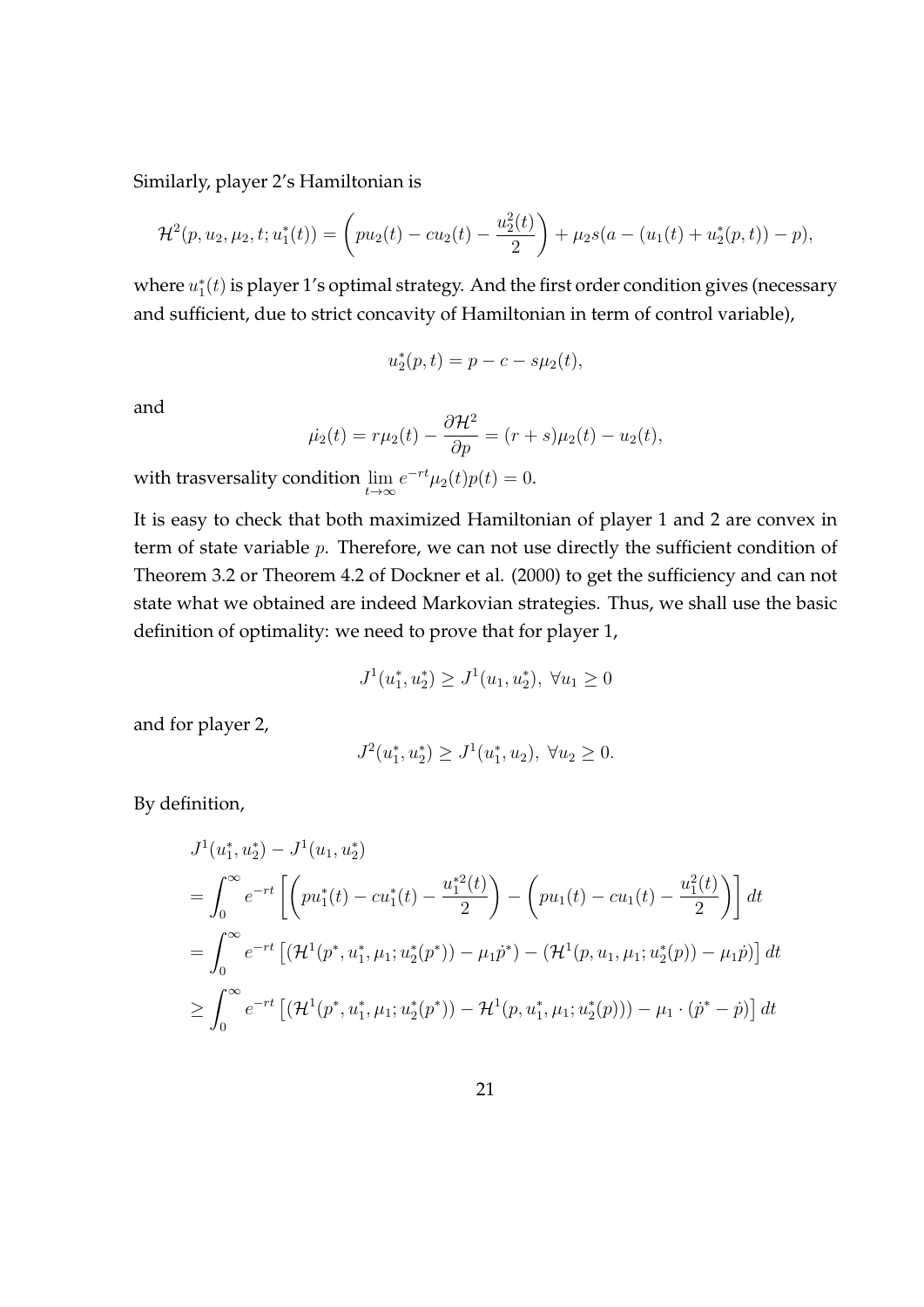Similarly, player 2's Hamiltonian is

$$\mathcal{H}^2(p, u_2, \mu_2, t; u_1^*(t)) = \left(pu_2(t) - cu_2(t) - \frac{u_2^2(t)}{2}\right) + \mu_2 s(a - (u_1(t) + u_2^*(p,t)) - p),$$

where $u_1^*(t)$ is player 1's optimal strategy. And the first order condition gives (necessary and sufficient, due to strict concavity of Hamiltonian in term of control variable),

$$u_2^*(p,t) = p - c - s\mu_2(t),$$

and

$$\dot{\mu_2}(t) = r\mu_2(t) - \frac{\partial \mathcal{H}^2}{\partial p} = (r+s)\mu_2(t) - u_2(t),$$

with trasversality condition $\lim_{t\to\infty} e^{-rt}\mu_2(t)p(t) = 0$.

It is easy to check that both maximized Hamiltonian of player 1 and 2 are convex in term of state variable $p$. Therefore, we can not use directly the sufficient condition of Theorem 3.2 or Theorem 4.2 of Dockner et al. (2000) to get the sufficiency and can not state what we obtained are indeed Markovian strategies. Thus, we shall use the basic definition of optimality: we need to prove that for player 1,

$$J^1(u_1^*, u_2^*) \geq J^1(u_1, u_2^*),\ \forall u_1 \geq 0$$

and for player 2,

$$J^2(u_1^*, u_2^*) \geq J^1(u_1^*, u_2),\ \forall u_2 \geq 0.$$

By definition,

$$\begin{aligned}
&J^1(u_1^*, u_2^*) - J^1(u_1, u_2^*) \\
&= \int_0^\infty e^{-rt}\left[\left(pu_1^*(t) - cu_1^*(t) - \frac{u_1^{*2}(t)}{2}\right) - \left(pu_1(t) - cu_1(t) - \frac{u_1^2(t)}{2}\right)\right] dt \\
&= \int_0^\infty e^{-rt}\left[(\mathcal{H}^1(p^*, u_1^*, \mu_1; u_2^*(p^*)) - \mu_1\dot{p}^*) - (\mathcal{H}^1(p, u_1, \mu_1; u_2^*(p)) - \mu_1\dot{p})\right] dt \\
&\geq \int_0^\infty e^{-rt}\left[(\mathcal{H}^1(p^*, u_1^*, \mu_1; u_2^*(p^*)) - \mathcal{H}^1(p, u_1^*, \mu_1; u_2^*(p))) - \mu_1 \cdot (\dot{p}^* - \dot{p})\right] dt
\end{aligned}$$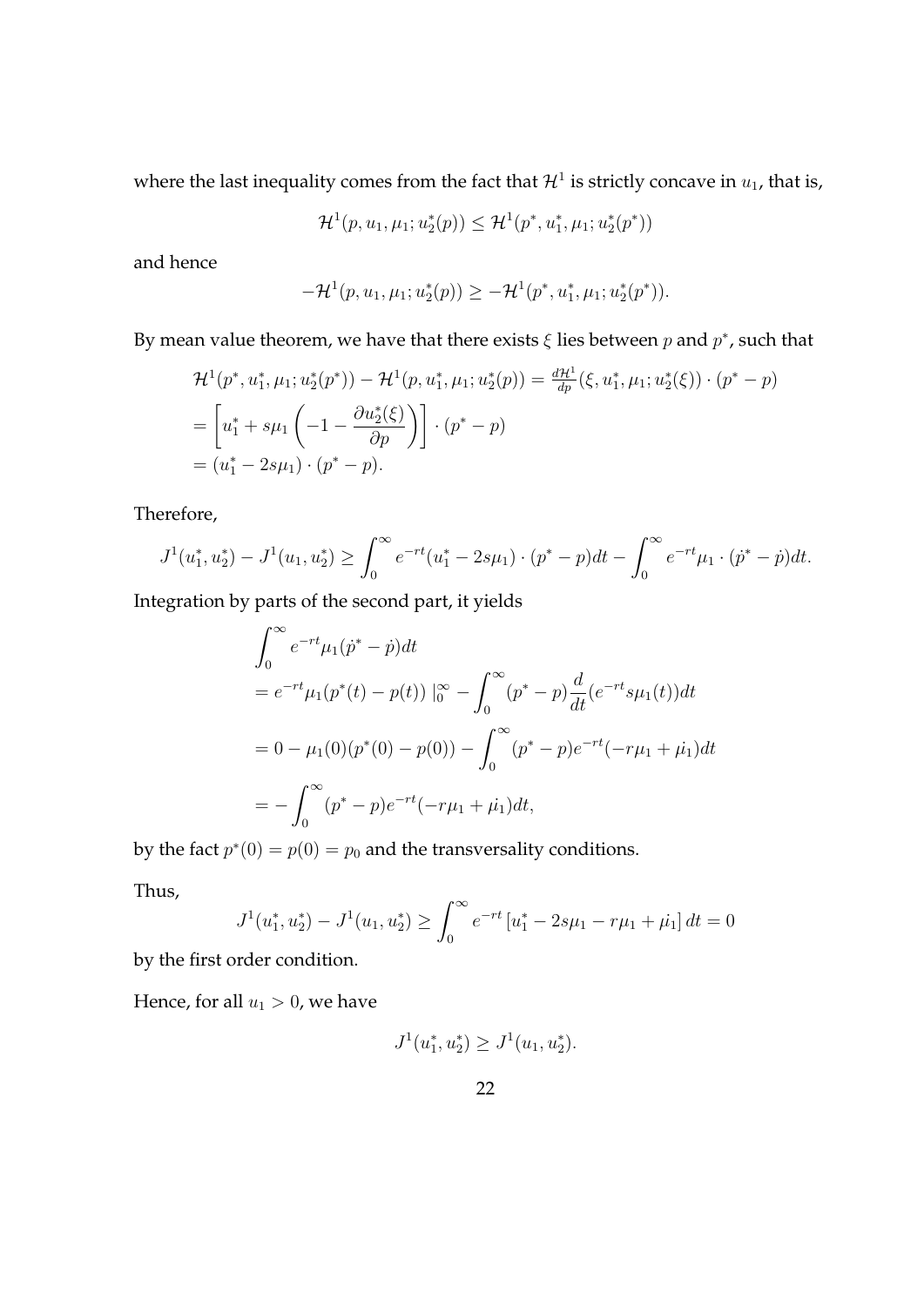where the last inequality comes from the fact that $\mathcal{H}^1$ is strictly concave in $u_1$, that is,

$$\mathcal{H}^1(p, u_1, \mu_1; u_2^*(p)) \leq \mathcal{H}^1(p^*, u_1^*, \mu_1; u_2^*(p^*))$$

and hence

$$-\mathcal{H}^1(p, u_1, \mu_1; u_2^*(p)) \geq -\mathcal{H}^1(p^*, u_1^*, \mu_1; u_2^*(p^*)).$$

By mean value theorem, we have that there exists $\xi$ lies between $p$ and $p^*$, such that

$$\begin{aligned}
&\mathcal{H}^1(p^*, u_1^*, \mu_1; u_2^*(p^*)) - \mathcal{H}^1(p, u_1^*, \mu_1; u_2^*(p)) = \tfrac{d\mathcal{H}^1}{dp}(\xi, u_1^*, \mu_1; u_2^*(\xi)) \cdot (p^* - p) \\
&= \left[ u_1^* + s\mu_1 \left( -1 - \frac{\partial u_2^*(\xi)}{\partial p} \right) \right] \cdot (p^* - p) \\
&= (u_1^* - 2s\mu_1) \cdot (p^* - p).
\end{aligned}$$

Therefore,

$$J^1(u_1^*, u_2^*) - J^1(u_1, u_2^*) \geq \int_0^\infty e^{-rt}(u_1^* - 2s\mu_1) \cdot (p^* - p)dt - \int_0^\infty e^{-rt}\mu_1 \cdot (\dot{p}^* - \dot{p})dt.$$

Integration by parts of the second part, it yields

$$\begin{aligned}
&\int_0^\infty e^{-rt}\mu_1(\dot{p}^* - \dot{p})dt \\
&= e^{-rt}\mu_1(p^*(t) - p(t)) \mid_0^\infty - \int_0^\infty (p^* - p)\frac{d}{dt}(e^{-rt}s\mu_1(t))dt \\
&= 0 - \mu_1(0)(p^*(0) - p(0)) - \int_0^\infty (p^* - p)e^{-rt}(-r\mu_1 + \dot{\mu_1})dt \\
&= -\int_0^\infty (p^* - p)e^{-rt}(-r\mu_1 + \dot{\mu_1})dt,
\end{aligned}$$

by the fact $p^*(0) = p(0) = p_0$ and the transversality conditions.

Thus,

$$J^1(u_1^*, u_2^*) - J^1(u_1, u_2^*) \geq \int_0^\infty e^{-rt}\left[u_1^* - 2s\mu_1 - r\mu_1 + \dot{\mu_1}\right]dt = 0$$

by the first order condition.

Hence, for all $u_1 > 0$, we have

$$J^1(u_1^*, u_2^*) \geq J^1(u_1, u_2^*).$$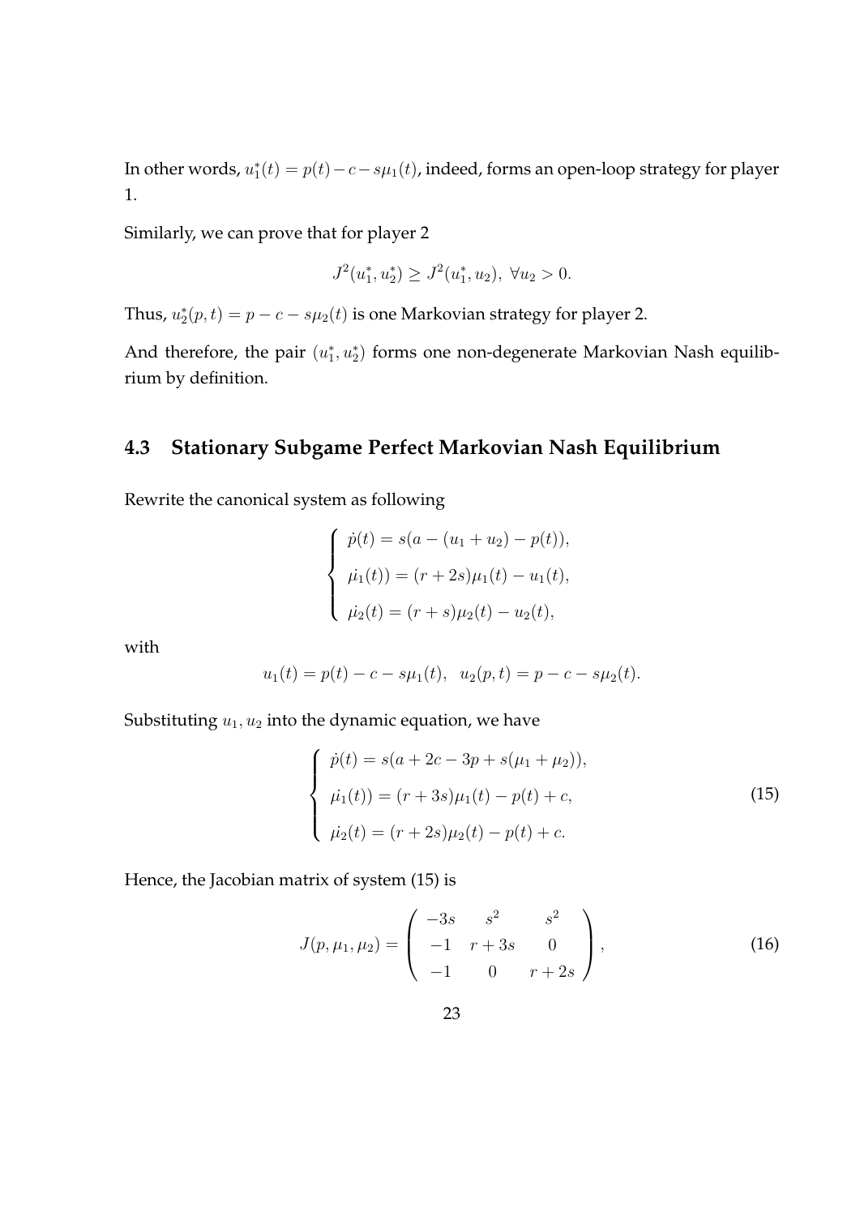In other words, $u_1^*(t) = p(t) - c - s\mu_1(t)$, indeed, forms an open-loop strategy for player 1.

Similarly, we can prove that for player 2

$$J^2(u_1^*, u_2^*) \geq J^2(u_1^*, u_2),\ \forall u_2 > 0.$$

Thus, $u_2^*(p,t) = p - c - s\mu_2(t)$ is one Markovian strategy for player 2.

And therefore, the pair $(u_1^*, u_2^*)$ forms one non-degenerate Markovian Nash equilibrium by definition.

## 4.3 Stationary Subgame Perfect Markovian Nash Equilibrium

Rewrite the canonical system as following

$$\begin{cases} \dot{p}(t) = s(a - (u_1 + u_2) - p(t)), \\ \dot{\mu_1}(t)) = (r + 2s)\mu_1(t) - u_1(t), \\ \dot{\mu_2}(t) = (r + s)\mu_2(t) - u_2(t), \end{cases}$$

with

$$u_1(t) = p(t) - c - s\mu_1(t),\ \ u_2(p,t) = p - c - s\mu_2(t).$$

Substituting $u_1, u_2$ into the dynamic equation, we have

$$\begin{cases} \dot{p}(t) = s(a + 2c - 3p + s(\mu_1 + \mu_2)), \\ \dot{\mu_1}(t)) = (r + 3s)\mu_1(t) - p(t) + c, \\ \dot{\mu_2}(t) = (r + 2s)\mu_2(t) - p(t) + c. \end{cases} \tag{15}$$

Hence, the Jacobian matrix of system (15) is

$$J(p, \mu_1, \mu_2) = \begin{pmatrix} -3s & s^2 & s^2 \\ -1 & r + 3s & 0 \\ -1 & 0 & r + 2s \end{pmatrix}, \tag{16}$$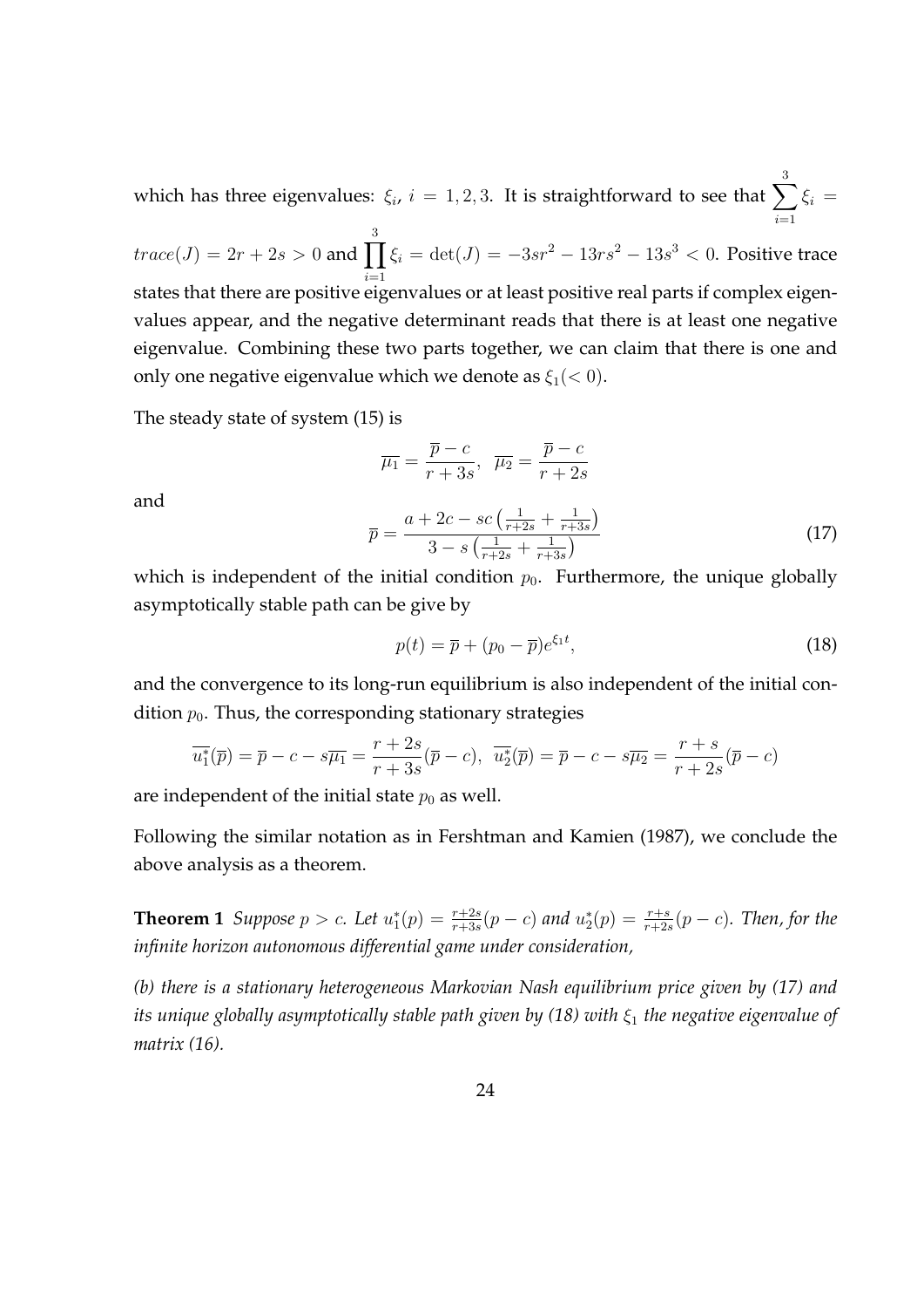which has three eigenvalues: $\xi_i$, $i = 1, 2, 3$. It is straightforward to see that $\sum_{i=1}^{3} \xi_i = trace(J) = 2r + 2s > 0$ and $\prod_{i=1}^{3} \xi_i = \det(J) = -3sr^2 - 13rs^2 - 13s^3 < 0$. Positive trace states that there are positive eigenvalues or at least positive real parts if complex eigenvalues appear, and the negative determinant reads that there is at least one negative eigenvalue. Combining these two parts together, we can claim that there is one and only one negative eigenvalue which we denote as $\xi_1 (< 0)$.

The steady state of system (15) is

$$\overline{\mu_1} = \frac{\overline{p} - c}{r + 3s}, \quad \overline{\mu_2} = \frac{\overline{p} - c}{r + 2s}$$

and

$$\overline{p} = \frac{a + 2c - sc\left(\frac{1}{r+2s} + \frac{1}{r+3s}\right)}{3 - s\left(\frac{1}{r+2s} + \frac{1}{r+3s}\right)} \tag{17}$$

which is independent of the initial condition $p_0$. Furthermore, the unique globally asymptotically stable path can be give by

$$p(t) = \overline{p} + (p_0 - \overline{p})e^{\xi_1 t}, \tag{18}$$

and the convergence to its long-run equilibrium is also independent of the initial condition $p_0$. Thus, the corresponding stationary strategies

$$\overline{u_1^*}(\overline{p}) = \overline{p} - c - s\overline{\mu_1} = \frac{r + 2s}{r + 3s}(\overline{p} - c), \quad \overline{u_2^*}(\overline{p}) = \overline{p} - c - s\overline{\mu_2} = \frac{r + s}{r + 2s}(\overline{p} - c)$$

are independent of the initial state $p_0$ as well.

Following the similar notation as in Fershtman and Kamien (1987), we conclude the above analysis as a theorem.

**Theorem 1** *Suppose $p > c$. Let $u_1^*(p) = \frac{r+2s}{r+3s}(p - c)$ and $u_2^*(p) = \frac{r+s}{r+2s}(p - c)$. Then, for the infinite horizon autonomous differential game under consideration,*

*(b) there is a stationary heterogeneous Markovian Nash equilibrium price given by (17) and its unique globally asymptotically stable path given by (18) with $\xi_1$ the negative eigenvalue of matrix (16).*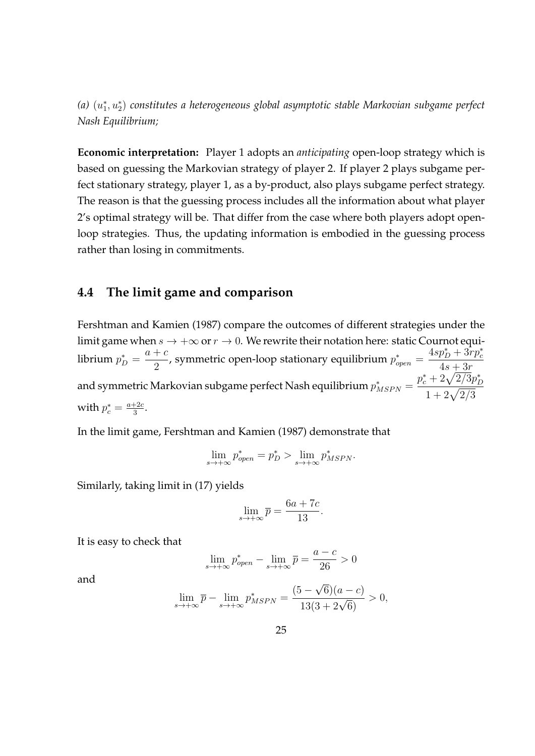*(a)* $(u_1^*, u_2^*)$ *constitutes a heterogeneous global asymptotic stable Markovian subgame perfect Nash Equilibrium;*

**Economic interpretation:** Player 1 adopts an *anticipating* open-loop strategy which is based on guessing the Markovian strategy of player 2. If player 2 plays subgame perfect stationary strategy, player 1, as a by-product, also plays subgame perfect strategy. The reason is that the guessing process includes all the information about what player 2's optimal strategy will be. That differ from the case where both players adopt open-loop strategies. Thus, the updating information is embodied in the guessing process rather than losing in commitments.

## 4.4 The limit game and comparison

Fershtman and Kamien (1987) compare the outcomes of different strategies under the limit game when $s \to +\infty$ or $r \to 0$. We rewrite their notation here: static Cournot equilibrium $p_D^* = \dfrac{a+c}{2}$, symmetric open-loop stationary equilibrium $p_{open}^* = \dfrac{4sp_D^* + 3rp_c^*}{4s+3r}$ and symmetric Markovian subgame perfect Nash equilibrium $p_{MSPN}^* = \dfrac{p_c^* + 2\sqrt{2/3}p_D^*}{1+2\sqrt{2/3}}$ with $p_c^* = \frac{a+2c}{3}$.

In the limit game, Fershtman and Kamien (1987) demonstrate that

$$\lim_{s\to+\infty} p_{open}^* = p_D^* > \lim_{s\to+\infty} p_{MSPN}^*.$$

Similarly, taking limit in (17) yields

$$\lim_{s\to+\infty} \overline{p} = \frac{6a+7c}{13}.$$

It is easy to check that

$$\lim_{s\to+\infty} p_{open}^* - \lim_{s\to+\infty} \overline{p} = \frac{a-c}{26} > 0$$

and

$$\lim_{s\to+\infty} \overline{p} - \lim_{s\to+\infty} p_{MSPN}^* = \frac{(5-\sqrt{6})(a-c)}{13(3+2\sqrt{6})} > 0,$$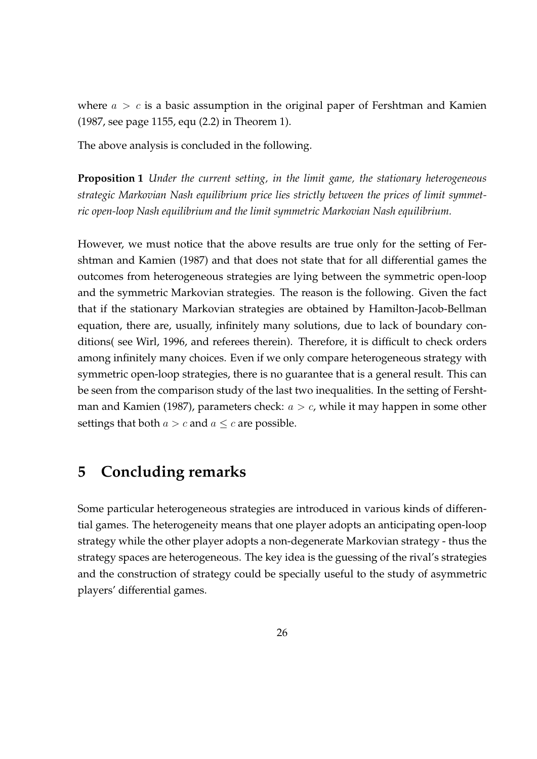where $a > c$ is a basic assumption in the original paper of Fershtman and Kamien (1987, see page 1155, equ (2.2) in Theorem 1).

The above analysis is concluded in the following.

**Proposition 1** *Under the current setting, in the limit game, the stationary heterogeneous strategic Markovian Nash equilibrium price lies strictly between the prices of limit symmetric open-loop Nash equilibrium and the limit symmetric Markovian Nash equilibrium.*

However, we must notice that the above results are true only for the setting of Fershtman and Kamien (1987) and that does not state that for all differential games the outcomes from heterogeneous strategies are lying between the symmetric open-loop and the symmetric Markovian strategies. The reason is the following. Given the fact that if the stationary Markovian strategies are obtained by Hamilton-Jacob-Bellman equation, there are, usually, infinitely many solutions, due to lack of boundary conditions( see Wirl, 1996, and referees therein). Therefore, it is difficult to check orders among infinitely many choices. Even if we only compare heterogeneous strategy with symmetric open-loop strategies, there is no guarantee that is a general result. This can be seen from the comparison study of the last two inequalities. In the setting of Fershtman and Kamien (1987), parameters check: $a > c$, while it may happen in some other settings that both $a > c$ and $a \leq c$ are possible.

## 5 Concluding remarks

Some particular heterogeneous strategies are introduced in various kinds of differential games. The heterogeneity means that one player adopts an anticipating open-loop strategy while the other player adopts a non-degenerate Markovian strategy - thus the strategy spaces are heterogeneous. The key idea is the guessing of the rival's strategies and the construction of strategy could be specially useful to the study of asymmetric players' differential games.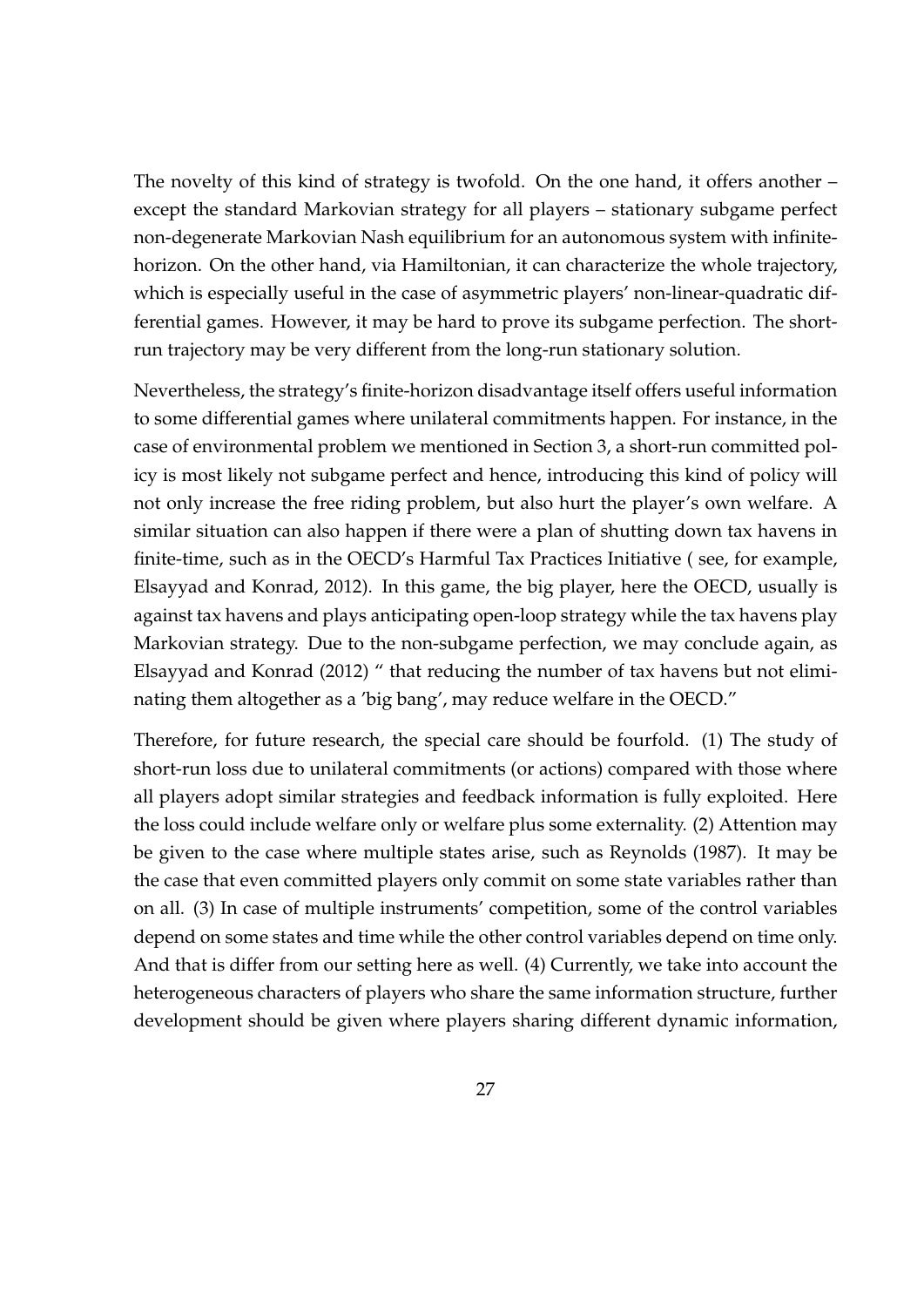The novelty of this kind of strategy is twofold. On the one hand, it offers another – except the standard Markovian strategy for all players – stationary subgame perfect non-degenerate Markovian Nash equilibrium for an autonomous system with infinite-horizon. On the other hand, via Hamiltonian, it can characterize the whole trajectory, which is especially useful in the case of asymmetric players' non-linear-quadratic differential games. However, it may be hard to prove its subgame perfection. The short-run trajectory may be very different from the long-run stationary solution.

Nevertheless, the strategy's finite-horizon disadvantage itself offers useful information to some differential games where unilateral commitments happen. For instance, in the case of environmental problem we mentioned in Section 3, a short-run committed policy is most likely not subgame perfect and hence, introducing this kind of policy will not only increase the free riding problem, but also hurt the player's own welfare. A similar situation can also happen if there were a plan of shutting down tax havens in finite-time, such as in the OECD's Harmful Tax Practices Initiative ( see, for example, Elsayyad and Konrad, 2012). In this game, the big player, here the OECD, usually is against tax havens and plays anticipating open-loop strategy while the tax havens play Markovian strategy. Due to the non-subgame perfection, we may conclude again, as Elsayyad and Konrad (2012) " that reducing the number of tax havens but not eliminating them altogether as a 'big bang', may reduce welfare in the OECD."

Therefore, for future research, the special care should be fourfold. (1) The study of short-run loss due to unilateral commitments (or actions) compared with those where all players adopt similar strategies and feedback information is fully exploited. Here the loss could include welfare only or welfare plus some externality. (2) Attention may be given to the case where multiple states arise, such as Reynolds (1987). It may be the case that even committed players only commit on some state variables rather than on all. (3) In case of multiple instruments' competition, some of the control variables depend on some states and time while the other control variables depend on time only. And that is differ from our setting here as well. (4) Currently, we take into account the heterogeneous characters of players who share the same information structure, further development should be given where players sharing different dynamic information,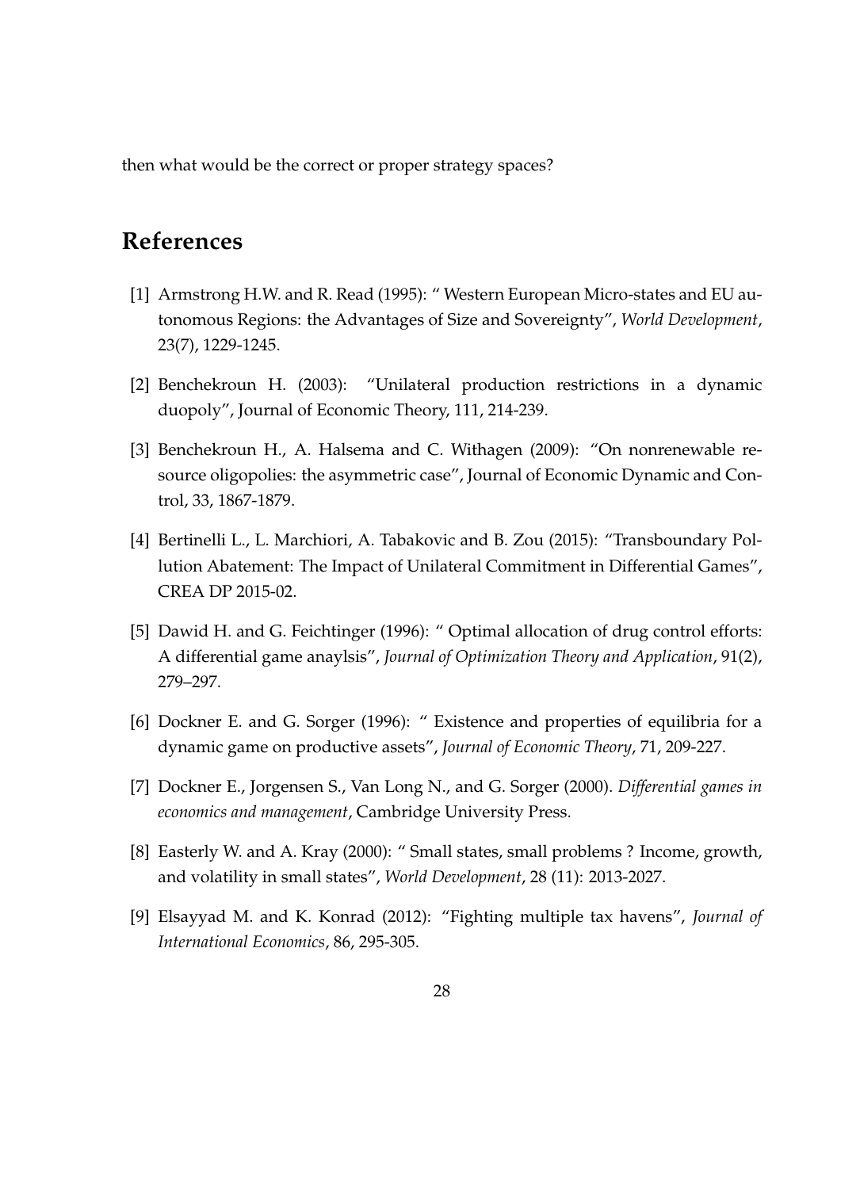then what would be the correct or proper strategy spaces?

# References

[1] Armstrong H.W. and R. Read (1995): " Western European Micro-states and EU autonomous Regions: the Advantages of Size and Sovereignty", *World Development*, 23(7), 1229-1245.

[2] Benchekroun H. (2003): "Unilateral production restrictions in a dynamic duopoly", Journal of Economic Theory, 111, 214-239.

[3] Benchekroun H., A. Halsema and C. Withagen (2009): "On nonrenewable resource oligopolies: the asymmetric case", Journal of Economic Dynamic and Control, 33, 1867-1879.

[4] Bertinelli L., L. Marchiori, A. Tabakovic and B. Zou (2015): "Transboundary Pollution Abatement: The Impact of Unilateral Commitment in Differential Games", CREA DP 2015-02.

[5] Dawid H. and G. Feichtinger (1996): " Optimal allocation of drug control efforts: A differential game anaylsis", *Journal of Optimization Theory and Application*, 91(2), 279–297.

[6] Dockner E. and G. Sorger (1996): " Existence and properties of equilibria for a dynamic game on productive assets", *Journal of Economic Theory*, 71, 209-227.

[7] Dockner E., Jorgensen S., Van Long N., and G. Sorger (2000). *Differential games in economics and management*, Cambridge University Press.

[8] Easterly W. and A. Kray (2000): " Small states, small problems ? Income, growth, and volatility in small states", *World Development*, 28 (11): 2013-2027.

[9] Elsayyad M. and K. Konrad (2012): "Fighting multiple tax havens", *Journal of International Economics*, 86, 295-305.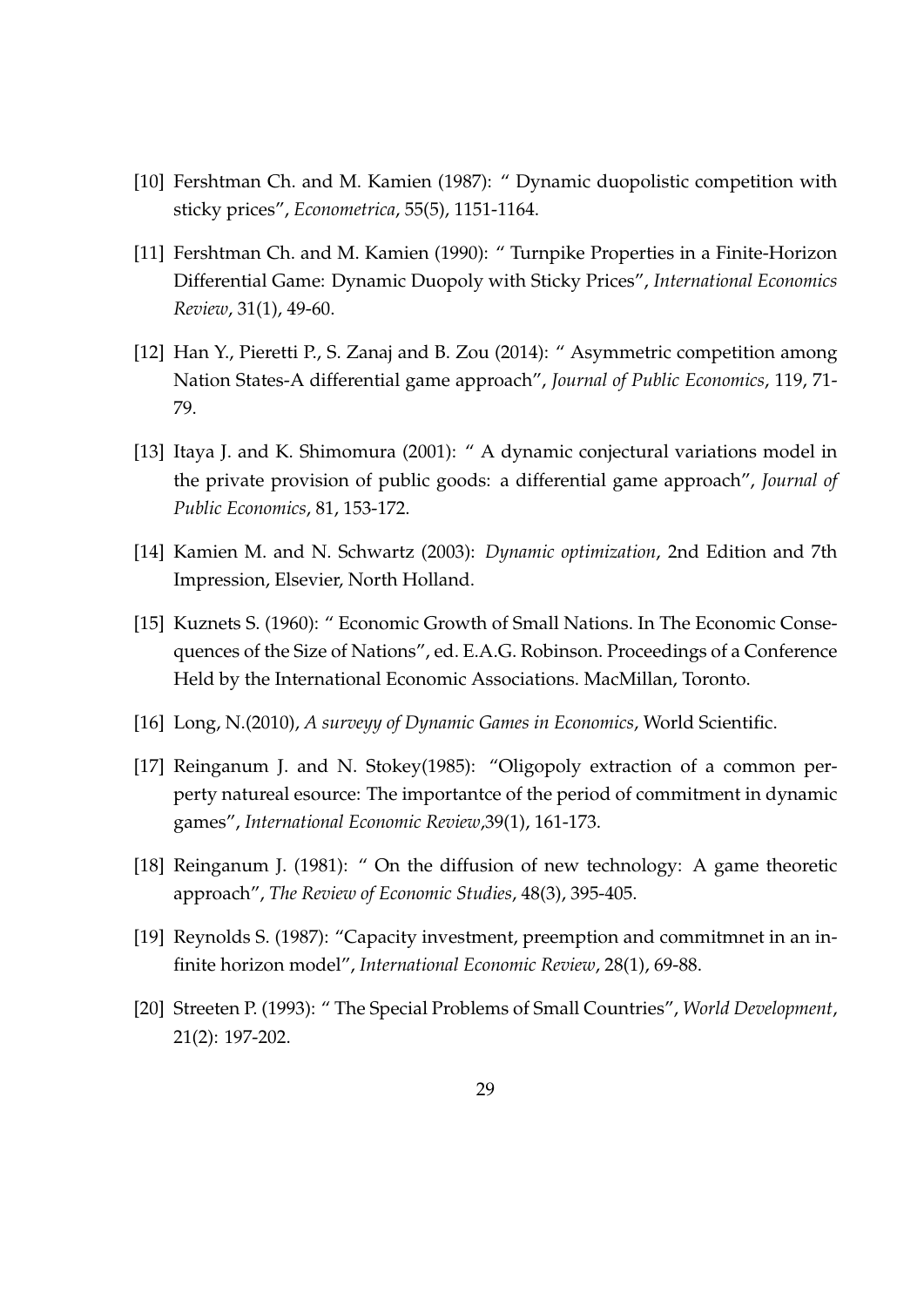[10] Fershtman Ch. and M. Kamien (1987): " Dynamic duopolistic competition with sticky prices", *Econometrica*, 55(5), 1151-1164.

[11] Fershtman Ch. and M. Kamien (1990): " Turnpike Properties in a Finite-Horizon Differential Game: Dynamic Duopoly with Sticky Prices", *International Economics Review*, 31(1), 49-60.

[12] Han Y., Pieretti P., S. Zanaj and B. Zou (2014): " Asymmetric competition among Nation States-A differential game approach", *Journal of Public Economics*, 119, 71-79.

[13] Itaya J. and K. Shimomura (2001): " A dynamic conjectural variations model in the private provision of public goods: a differential game approach", *Journal of Public Economics*, 81, 153-172.

[14] Kamien M. and N. Schwartz (2003): *Dynamic optimization*, 2nd Edition and 7th Impression, Elsevier, North Holland.

[15] Kuznets S. (1960): " Economic Growth of Small Nations. In The Economic Consequences of the Size of Nations", ed. E.A.G. Robinson. Proceedings of a Conference Held by the International Economic Associations. MacMillan, Toronto.

[16] Long, N.(2010), *A surveyy of Dynamic Games in Economics*, World Scientific.

[17] Reinganum J. and N. Stokey(1985): "Oligopoly extraction of a common perperty natureal esource: The importantce of the period of commitment in dynamic games", *International Economic Review*,39(1), 161-173.

[18] Reinganum J. (1981): " On the diffusion of new technology: A game theoretic approach", *The Review of Economic Studies*, 48(3), 395-405.

[19] Reynolds S. (1987): "Capacity investment, preemption and commitmnet in an infinite horizon model", *International Economic Review*, 28(1), 69-88.

[20] Streeten P. (1993): " The Special Problems of Small Countries", *World Development*, 21(2): 197-202.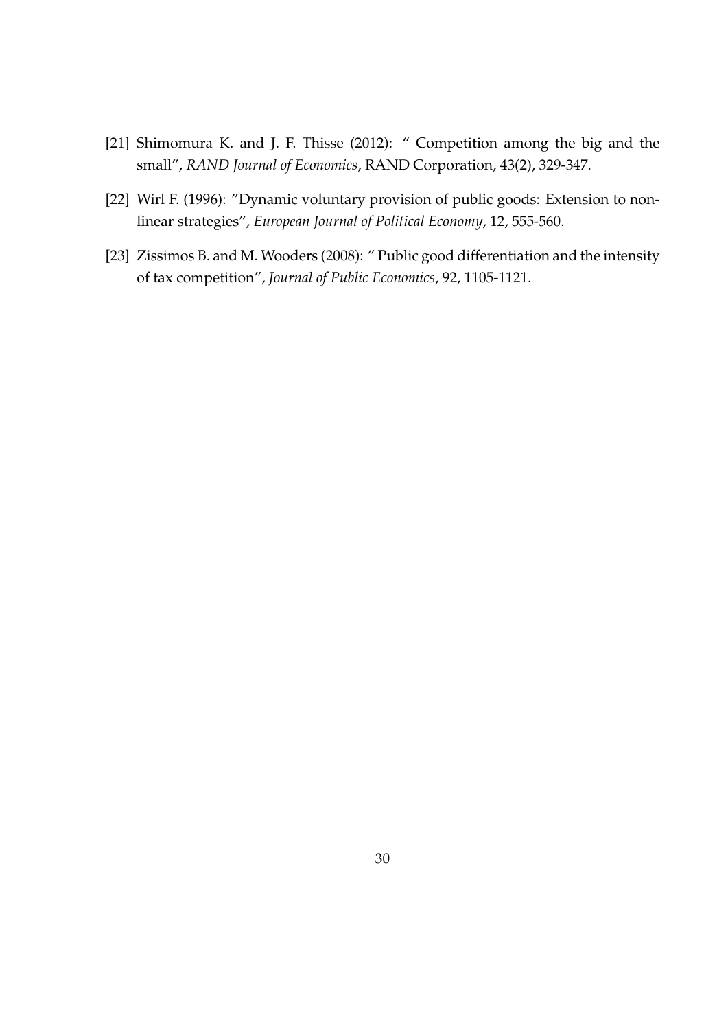[21] Shimomura K. and J. F. Thisse (2012): " Competition among the big and the small", *RAND Journal of Economics*, RAND Corporation, 43(2), 329-347.

[22] Wirl F. (1996): "Dynamic voluntary provision of public goods: Extension to non-linear strategies", *European Journal of Political Economy*, 12, 555-560.

[23] Zissimos B. and M. Wooders (2008): " Public good differentiation and the intensity of tax competition", *Journal of Public Economics*, 92, 1105-1121.